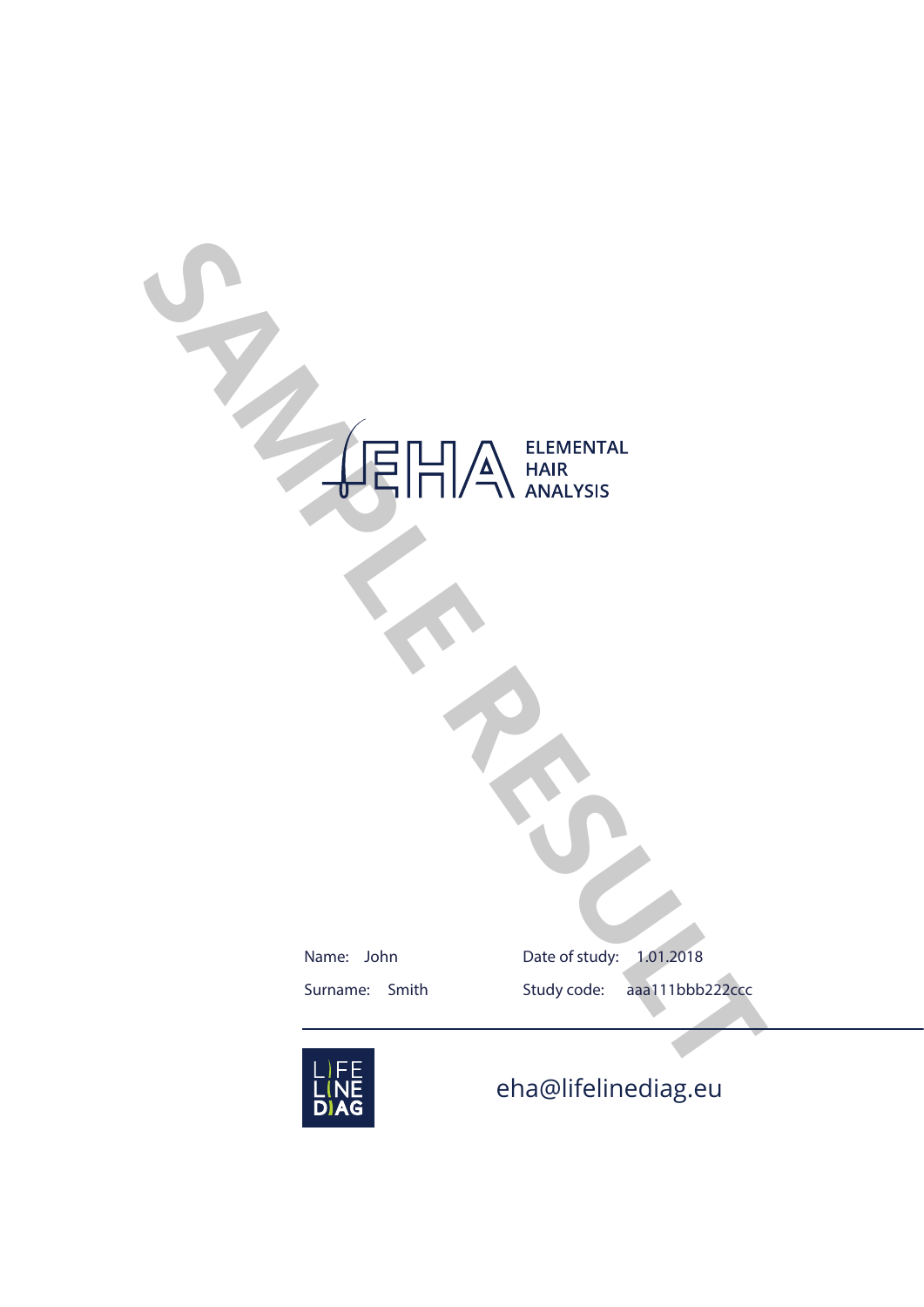SAMPLE RESULT

# EHA

ELEMENTAL
HAIR
ANALYSIS

Name: John

Surname: Smith

Date of study: 1.01.2018

Study code: aaa111bbb222ccc

LIFE LINE DIAG

eha@lifelinediag.eu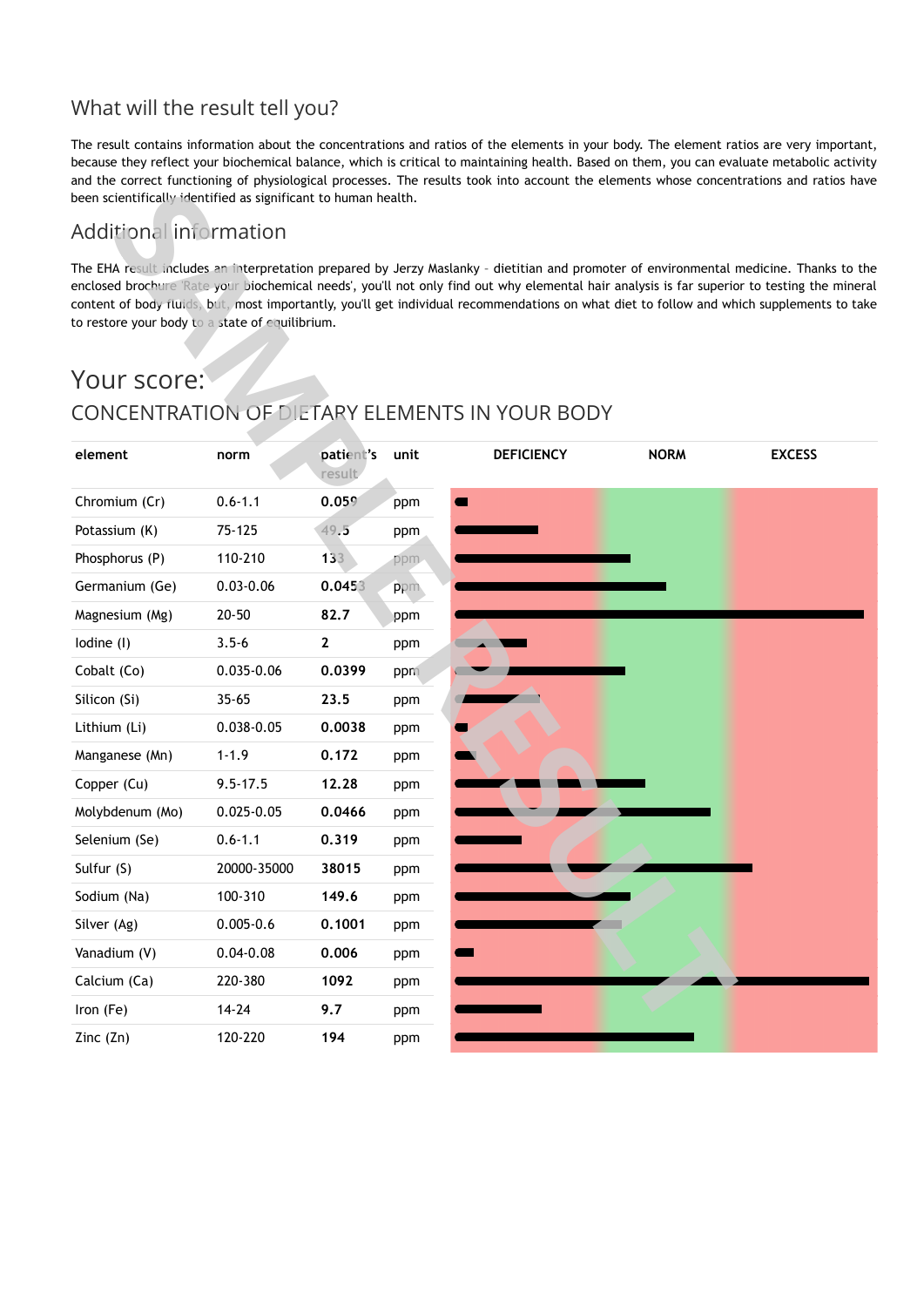## What will the result tell you?

The result contains information about the concentrations and ratios of the elements in your body. The element ratios are very important, because they reflect your biochemical balance, which is critical to maintaining health. Based on them, you can evaluate metabolic activity and the correct functioning of physiological processes. The results took into account the elements whose concentrations and ratios have been scientifically identified as significant to human health.

## Additional information

The EHA result includes an interpretation prepared by Jerzy Maslanky - dietitian and promoter of environmental medicine. Thanks to the enclosed brochure 'Rate your biochemical needs', you'll not only find out why elemental hair analysis is far superior to testing the mineral content of body fluids, but, most importantly, you'll get individual recommendations on what diet to follow and which supplements to take to restore your body to a state of equilibrium.

# Your score:

## CONCENTRATION OF DIETARY ELEMENTS IN YOUR BODY

| element | norm | patient's result | unit |
|---|---|---|---|
| Chromium (Cr) | 0.6-1.1 | 0.059 | ppm |
| Potassium (K) | 75-125 | 49.5 | ppm |
| Phosphorus (P) | 110-210 | 133 | ppm |
| Germanium (Ge) | 0.03-0.06 | 0.0453 | ppm |
| Magnesium (Mg) | 20-50 | 82.7 | ppm |
| Iodine (I) | 3.5-6 | 2 | ppm |
| Cobalt (Co) | 0.035-0.06 | 0.0399 | ppm |
| Silicon (Si) | 35-65 | 23.5 | ppm |
| Lithium (Li) | 0.038-0.05 | 0.0038 | ppm |
| Manganese (Mn) | 1-1.9 | 0.172 | ppm |
| Copper (Cu) | 9.5-17.5 | 12.28 | ppm |
| Molybdenum (Mo) | 0.025-0.05 | 0.0466 | ppm |
| Selenium (Se) | 0.6-1.1 | 0.319 | ppm |
| Sulfur (S) | 20000-35000 | 38015 | ppm |
| Sodium (Na) | 100-310 | 149.6 | ppm |
| Silver (Ag) | 0.005-0.6 | 0.1001 | ppm |
| Vanadium (V) | 0.04-0.08 | 0.006 | ppm |
| Calcium (Ca) | 220-380 | 1092 | ppm |
| Iron (Fe) | 14-24 | 9.7 | ppm |
| Zinc (Zn) | 120-220 | 194 | ppm |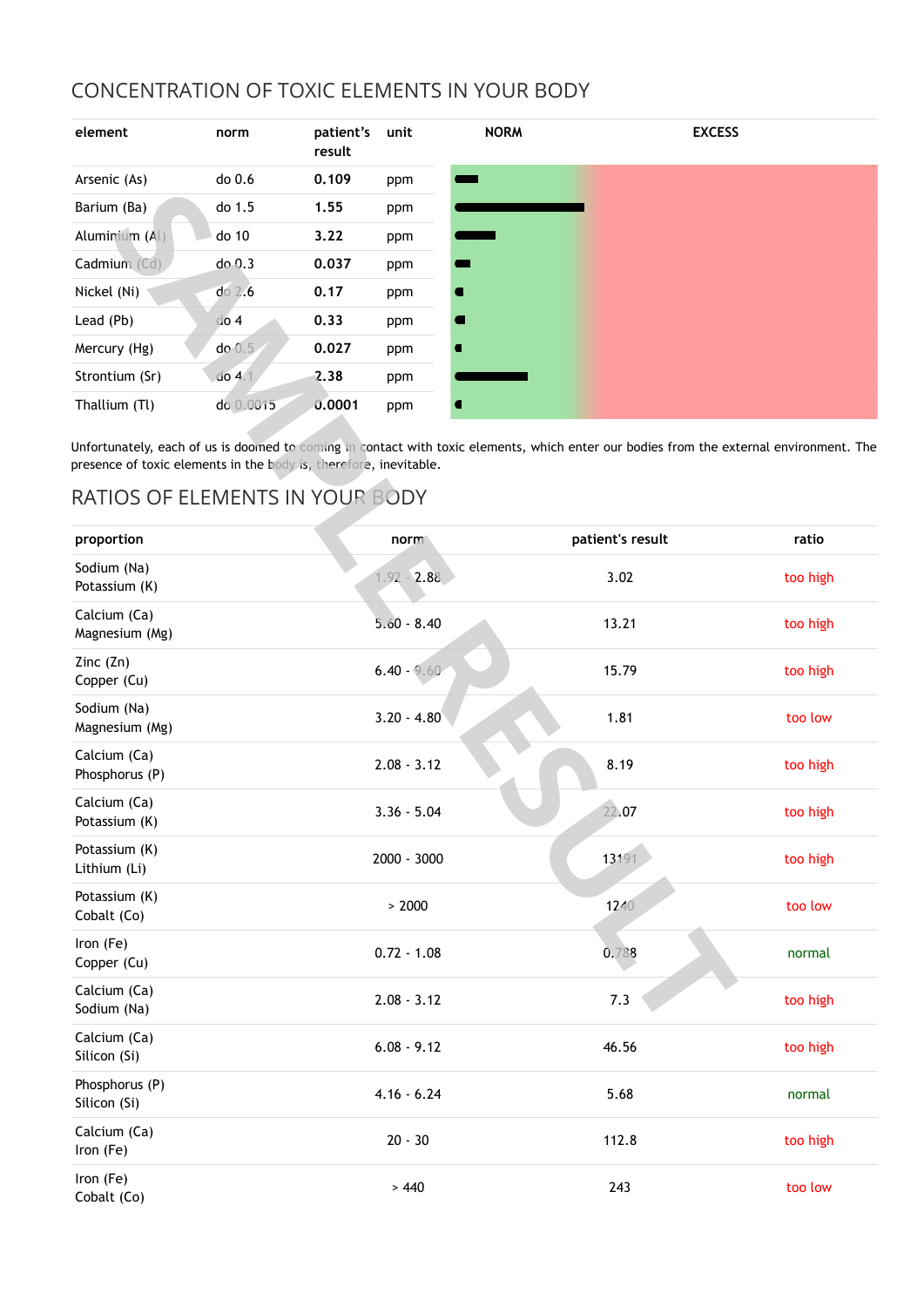## CONCENTRATION OF TOXIC ELEMENTS IN YOUR BODY

| element | norm | patient's result | unit | NORM | EXCESS |
|---|---|---|---|---|---|
| Arsenic (As) | do 0.6 | **0.109** | ppm | | |
| Barium (Ba) | do 1.5 | **1.55** | ppm | | |
| Aluminium (Al) | do 10 | **3.22** | ppm | | |
| Cadmium (Cd) | do 0.3 | **0.037** | ppm | | |
| Nickel (Ni) | do 2.6 | **0.17** | ppm | | |
| Lead (Pb) | do 4 | **0.33** | ppm | | |
| Mercury (Hg) | do 0.5 | **0.027** | ppm | | |
| Strontium (Sr) | do 4.1 | **2.38** | ppm | | |
| Thallium (Tl) | do 0.0015 | **0.0001** | ppm | | |

Unfortunately, each of us is doomed to coming in contact with toxic elements, which enter our bodies from the external environment. The presence of toxic elements in the body is, therefore, inevitable.

## RATIOS OF ELEMENTS IN YOUR BODY

| proportion | norm | patient's result | ratio |
|---|---|---|---|
| Sodium (Na) / Potassium (K) | 1.92 - 2.88 | 3.02 | too high |
| Calcium (Ca) / Magnesium (Mg) | 5.60 - 8.40 | 13.21 | too high |
| Zinc (Zn) / Copper (Cu) | 6.40 - 9.60 | 15.79 | too high |
| Sodium (Na) / Magnesium (Mg) | 3.20 - 4.80 | 1.81 | too low |
| Calcium (Ca) / Phosphorus (P) | 2.08 - 3.12 | 8.19 | too high |
| Calcium (Ca) / Potassium (K) | 3.36 - 5.04 | 22.07 | too high |
| Potassium (K) / Lithium (Li) | 2000 - 3000 | 13191 | too high |
| Potassium (K) / Cobalt (Co) | > 2000 | 1240 | too low |
| Iron (Fe) / Copper (Cu) | 0.72 - 1.08 | 0.788 | normal |
| Calcium (Ca) / Sodium (Na) | 2.08 - 3.12 | 7.3 | too high |
| Calcium (Ca) / Silicon (Si) | 6.08 - 9.12 | 46.56 | too high |
| Phosphorus (P) / Silicon (Si) | 4.16 - 6.24 | 5.68 | normal |
| Calcium (Ca) / Iron (Fe) | 20 - 30 | 112.8 | too high |
| Iron (Fe) / Cobalt (Co) | > 440 | 243 | too low |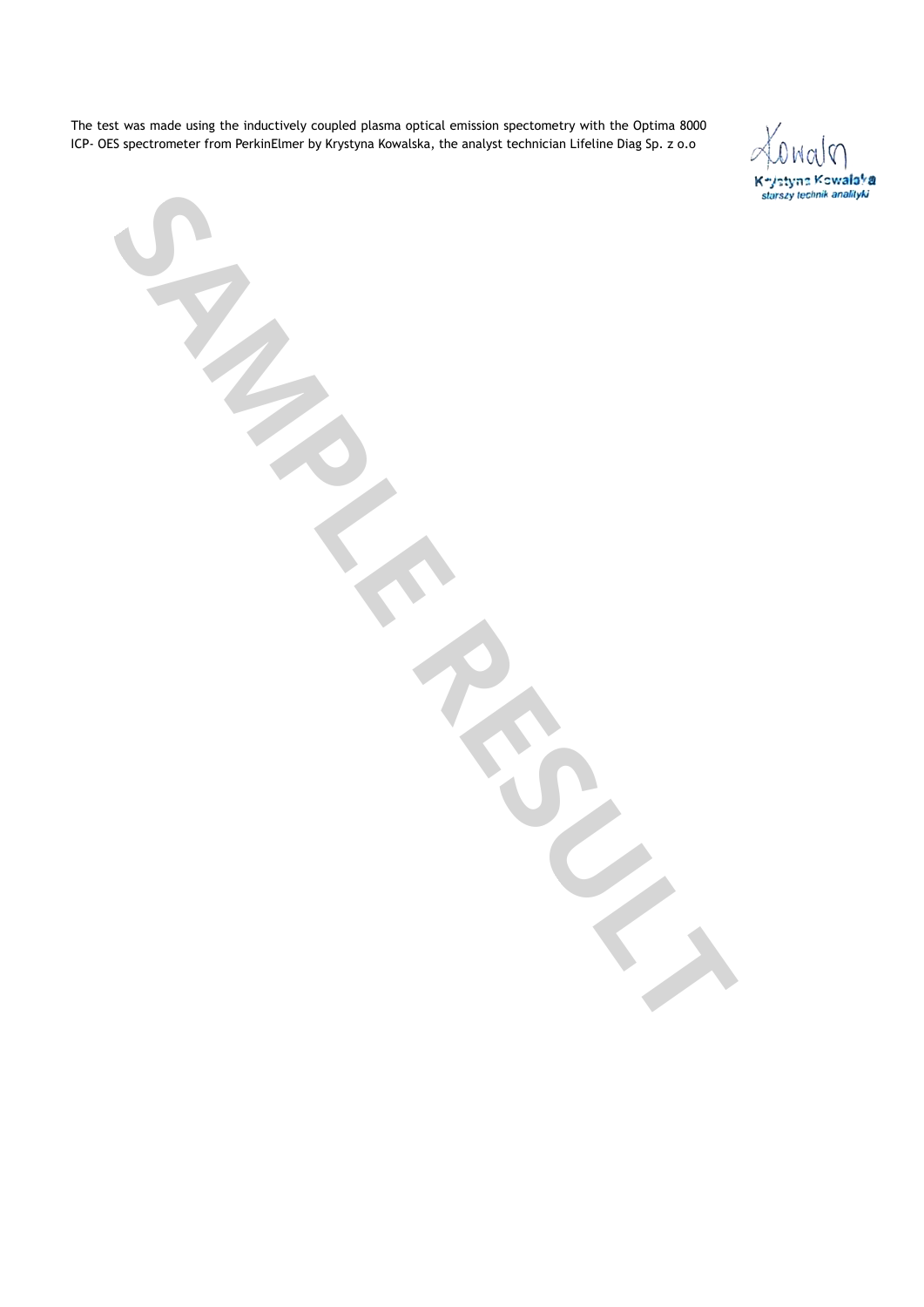The test was made using the inductively coupled plasma optical emission spectometry with the Optima 8000 ICP- OES spectrometer from PerkinElmer by Krystyna Kowalska, the analyst technician Lifeline Diag Sp. z o.o

Krystyna Kowalska
starszy technik analityki

SAMPLE RESULT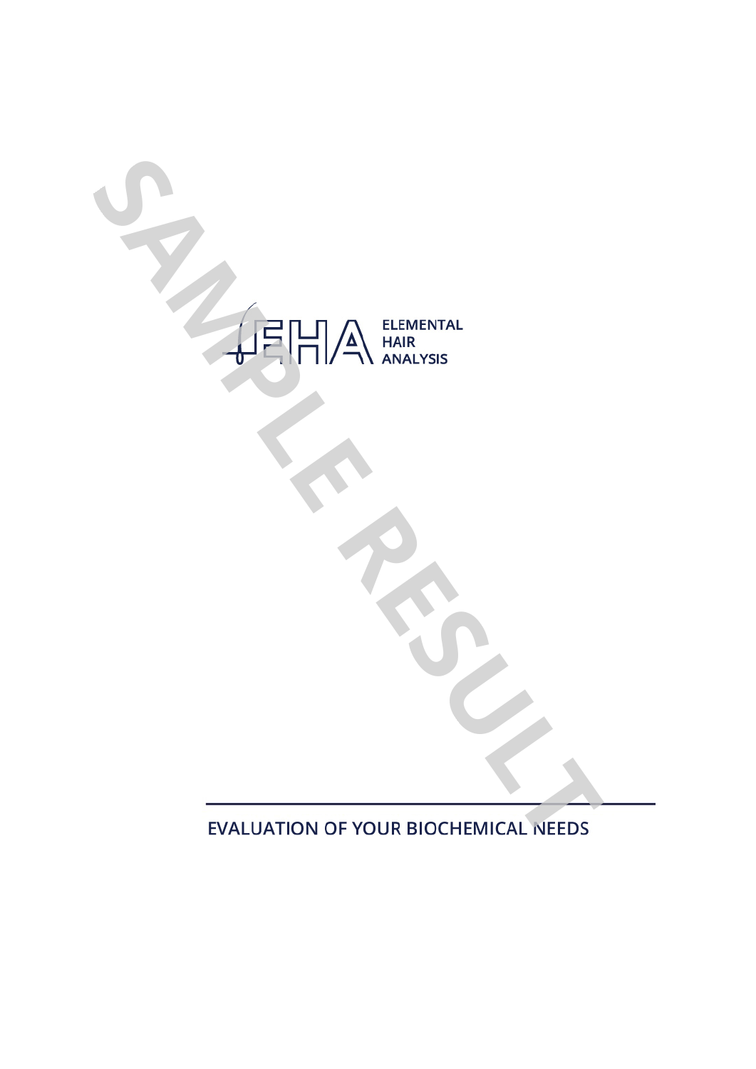SAMPLE RESULT

ELEMENTAL HAIR ANALYSIS

EVALUATION OF YOUR BIOCHEMICAL NEEDS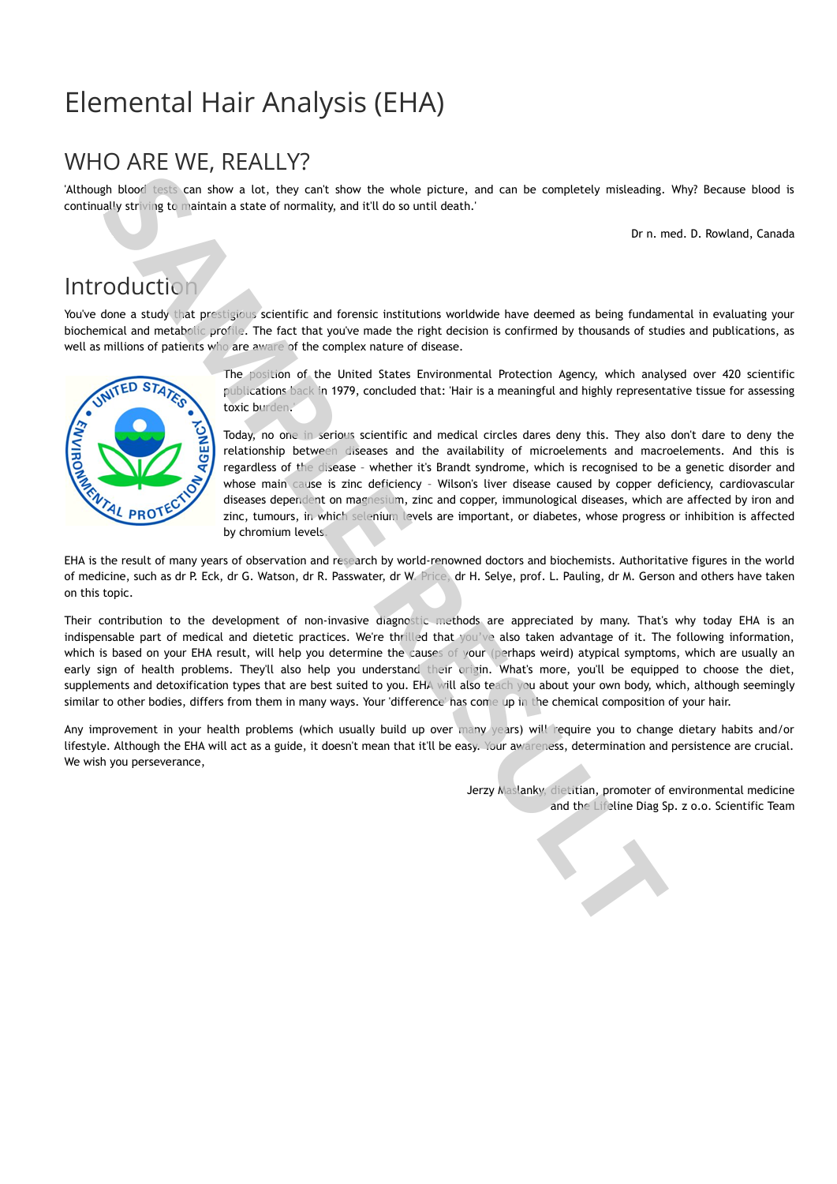# Elemental Hair Analysis (EHA)

## WHO ARE WE, REALLY?

'Although blood tests can show a lot, they can't show the whole picture, and can be completely misleading. Why? Because blood is continually striving to maintain a state of normality, and it'll do so until death.'

Dr n. med. D. Rowland, Canada

## Introduction

You've done a study that prestigious scientific and forensic institutions worldwide have deemed as being fundamental in evaluating your biochemical and metabolic profile. The fact that you've made the right decision is confirmed by thousands of studies and publications, as well as millions of patients who are aware of the complex nature of disease.

The position of the United States Environmental Protection Agency, which analysed over 420 scientific publications back in 1979, concluded that: 'Hair is a meaningful and highly representative tissue for assessing toxic burden.'

Today, no one in serious scientific and medical circles dares deny this. They also don't dare to deny the relationship between diseases and the availability of microelements and macroelements. And this is regardless of the disease - whether it's Brandt syndrome, which is recognised to be a genetic disorder and whose main cause is zinc deficiency - Wilson's liver disease caused by copper deficiency, cardiovascular diseases dependent on magnesium, zinc and copper, immunological diseases, which are affected by iron and zinc, tumours, in which selenium levels are important, or diabetes, whose progress or inhibition is affected by chromium levels.

EHA is the result of many years of observation and research by world-renowned doctors and biochemists. Authoritative figures in the world of medicine, such as dr P. Eck, dr G. Watson, dr R. Passwater, dr W. Price, dr H. Selye, prof. L. Pauling, dr M. Gerson and others have taken on this topic.

Their contribution to the development of non-invasive diagnostic methods are appreciated by many. That's why today EHA is an indispensable part of medical and dietetic practices. We're thrilled that you've also taken advantage of it. The following information, which is based on your EHA result, will help you determine the causes of your (perhaps weird) atypical symptoms, which are usually an early sign of health problems. They'll also help you understand their origin. What's more, you'll be equipped to choose the diet, supplements and detoxification types that are best suited to you. EHA will also teach you about your own body, which, although seemingly similar to other bodies, differs from them in many ways. Your 'difference' has come up in the chemical composition of your hair.

Any improvement in your health problems (which usually build up over many years) will require you to change dietary habits and/or lifestyle. Although the EHA will act as a guide, it doesn't mean that it'll be easy. Your awareness, determination and persistence are crucial. We wish you perseverance,

Jerzy Maslanky, dietitian, promoter of environmental medicine
and the Lifeline Diag Sp. z o.o. Scientific Team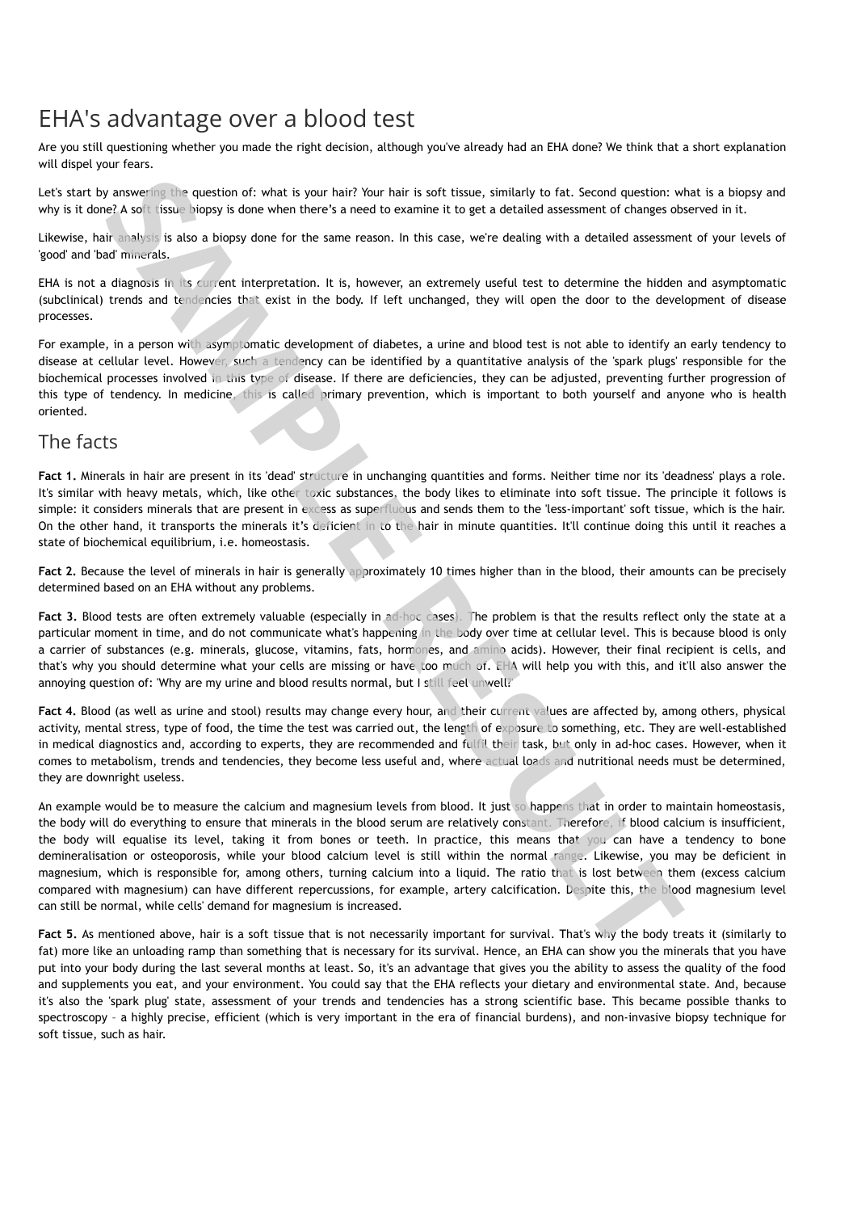# EHA's advantage over a blood test

Are you still questioning whether you made the right decision, although you've already had an EHA done? We think that a short explanation will dispel your fears.

Let's start by answering the question of: what is your hair? Your hair is soft tissue, similarly to fat. Second question: what is a biopsy and why is it done? A soft tissue biopsy is done when there's a need to examine it to get a detailed assessment of changes observed in it.

Likewise, hair analysis is also a biopsy done for the same reason. In this case, we're dealing with a detailed assessment of your levels of 'good' and 'bad' minerals.

EHA is not a diagnosis in its current interpretation. It is, however, an extremely useful test to determine the hidden and asymptomatic (subclinical) trends and tendencies that exist in the body. If left unchanged, they will open the door to the development of disease processes.

For example, in a person with asymptomatic development of diabetes, a urine and blood test is not able to identify an early tendency to disease at cellular level. However, such a tendency can be identified by a quantitative analysis of the 'spark plugs' responsible for the biochemical processes involved in this type of disease. If there are deficiencies, they can be adjusted, preventing further progression of this type of tendency. In medicine, this is called primary prevention, which is important to both yourself and anyone who is health oriented.

## The facts

**Fact 1.** Minerals in hair are present in its 'dead' structure in unchanging quantities and forms. Neither time nor its 'deadness' plays a role. It's similar with heavy metals, which, like other toxic substances, the body likes to eliminate into soft tissue. The principle it follows is simple: it considers minerals that are present in excess as superfluous and sends them to the 'less-important' soft tissue, which is the hair. On the other hand, it transports the minerals it's deficient in to the hair in minute quantities. It'll continue doing this until it reaches a state of biochemical equilibrium, i.e. homeostasis.

**Fact 2.** Because the level of minerals in hair is generally approximately 10 times higher than in the blood, their amounts can be precisely determined based on an EHA without any problems.

**Fact 3.** Blood tests are often extremely valuable (especially in ad-hoc cases). The problem is that the results reflect only the state at a particular moment in time, and do not communicate what's happening in the body over time at cellular level. This is because blood is only a carrier of substances (e.g. minerals, glucose, vitamins, fats, hormones, and amino acids). However, their final recipient is cells, and that's why you should determine what your cells are missing or have too much of. EHA will help you with this, and it'll also answer the annoying question of: 'Why are my urine and blood results normal, but I still feel unwell?'

**Fact 4.** Blood (as well as urine and stool) results may change every hour, and their current values are affected by, among others, physical activity, mental stress, type of food, the time the test was carried out, the length of exposure to something, etc. They are well-established in medical diagnostics and, according to experts, they are recommended and fulfil their task, but only in ad-hoc cases. However, when it comes to metabolism, trends and tendencies, they become less useful and, where actual loads and nutritional needs must be determined, they are downright useless.

An example would be to measure the calcium and magnesium levels from blood. It just so happens that in order to maintain homeostasis, the body will do everything to ensure that minerals in the blood serum are relatively constant. Therefore, if blood calcium is insufficient, the body will equalise its level, taking it from bones or teeth. In practice, this means that you can have a tendency to bone demineralisation or osteoporosis, while your blood calcium level is still within the normal range. Likewise, you may be deficient in magnesium, which is responsible for, among others, turning calcium into a liquid. The ratio that is lost between them (excess calcium compared with magnesium) can have different repercussions, for example, artery calcification. Despite this, the blood magnesium level can still be normal, while cells' demand for magnesium is increased.

**Fact 5.** As mentioned above, hair is a soft tissue that is not necessarily important for survival. That's why the body treats it (similarly to fat) more like an unloading ramp than something that is necessary for its survival. Hence, an EHA can show you the minerals that you have put into your body during the last several months at least. So, it's an advantage that gives you the ability to assess the quality of the food and supplements you eat, and your environment. You could say that the EHA reflects your dietary and environmental state. And, because it's also the 'spark plug' state, assessment of your trends and tendencies has a strong scientific base. This became possible thanks to spectroscopy – a highly precise, efficient (which is very important in the era of financial burdens), and non-invasive biopsy technique for soft tissue, such as hair.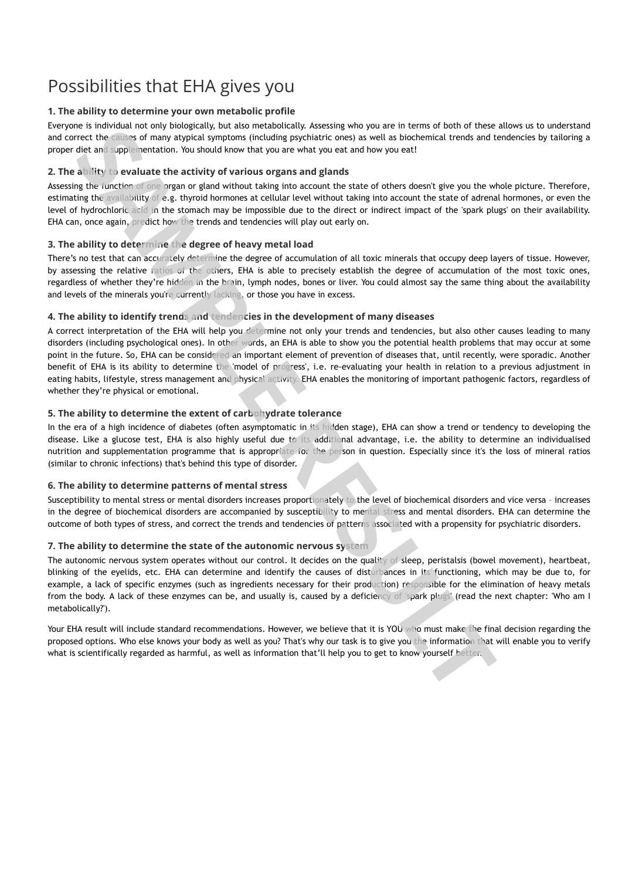# Possibilities that EHA gives you

### 1. The ability to determine your own metabolic profile

Everyone is individual not only biologically, but also metabolically. Assessing who you are in terms of both of these allows us to understand and correct the causes of many atypical symptoms (including psychiatric ones) as well as biochemical trends and tendencies by tailoring a proper diet and supplementation. You should know that you are what you eat and how you eat!

### 2. The ability to evaluate the activity of various organs and glands

Assessing the function of one organ or gland without taking into account the state of others doesn't give you the whole picture. Therefore, estimating the availability of e.g. thyroid hormones at cellular level without taking into account the state of adrenal hormones, or even the level of hydrochloric acid in the stomach may be impossible due to the direct or indirect impact of the 'spark plugs' on their availability. EHA can, once again, predict how the trends and tendencies will play out early on.

### 3. The ability to determine the degree of heavy metal load

There's no test that can accurately determine the degree of accumulation of all toxic minerals that occupy deep layers of tissue. However, by assessing the relative ratios of the others, EHA is able to precisely establish the degree of accumulation of the most toxic ones, regardless of whether they're hidden in the brain, lymph nodes, bones or liver. You could almost say the same thing about the availability and levels of the minerals you're currently lacking, or those you have in excess.

### 4. The ability to identify trends and tendencies in the development of many diseases

A correct interpretation of the EHA will help you determine not only your trends and tendencies, but also other causes leading to many disorders (including psychological ones). In other words, an EHA is able to show you the potential health problems that may occur at some point in the future. So, EHA can be considered an important element of prevention of diseases that, until recently, were sporadic. Another benefit of EHA is its ability to determine the 'model of progress', i.e. re-evaluating your health in relation to a previous adjustment in eating habits, lifestyle, stress management and physical activity. EHA enables the monitoring of important pathogenic factors, regardless of whether they're physical or emotional.

### 5. The ability to determine the extent of carbohydrate tolerance

In the era of a high incidence of diabetes (often asymptomatic in its hidden stage), EHA can show a trend or tendency to developing the disease. Like a glucose test, EHA is also highly useful due to its additional advantage, i.e. the ability to determine an individualised nutrition and supplementation programme that is appropriate for the person in question. Especially since it's the loss of mineral ratios (similar to chronic infections) that's behind this type of disorder.

### 6. The ability to determine patterns of mental stress

Susceptibility to mental stress or mental disorders increases proportionately to the level of biochemical disorders and vice versa – increases in the degree of biochemical disorders are accompanied by susceptibility to mental stress and mental disorders. EHA can determine the outcome of both types of stress, and correct the trends and tendencies of patterns associated with a propensity for psychiatric disorders.

### 7. The ability to determine the state of the autonomic nervous system

The autonomic nervous system operates without our control. It decides on the quality of sleep, peristalsis (bowel movement), heartbeat, blinking of the eyelids, etc. EHA can determine and identify the causes of disturbances in its functioning, which may be due to, for example, a lack of specific enzymes (such as ingredients necessary for their production) responsible for the elimination of heavy metals from the body. A lack of these enzymes can be, and usually is, caused by a deficiency of 'spark plugs' (read the next chapter: 'Who am I metabolically?').

Your EHA result will include standard recommendations. However, we believe that it is YOU who must make the final decision regarding the proposed options. Who else knows your body as well as you? That's why our task is to give you the information that will enable you to verify what is scientifically regarded as harmful, as well as information that'll help you to get to know yourself better.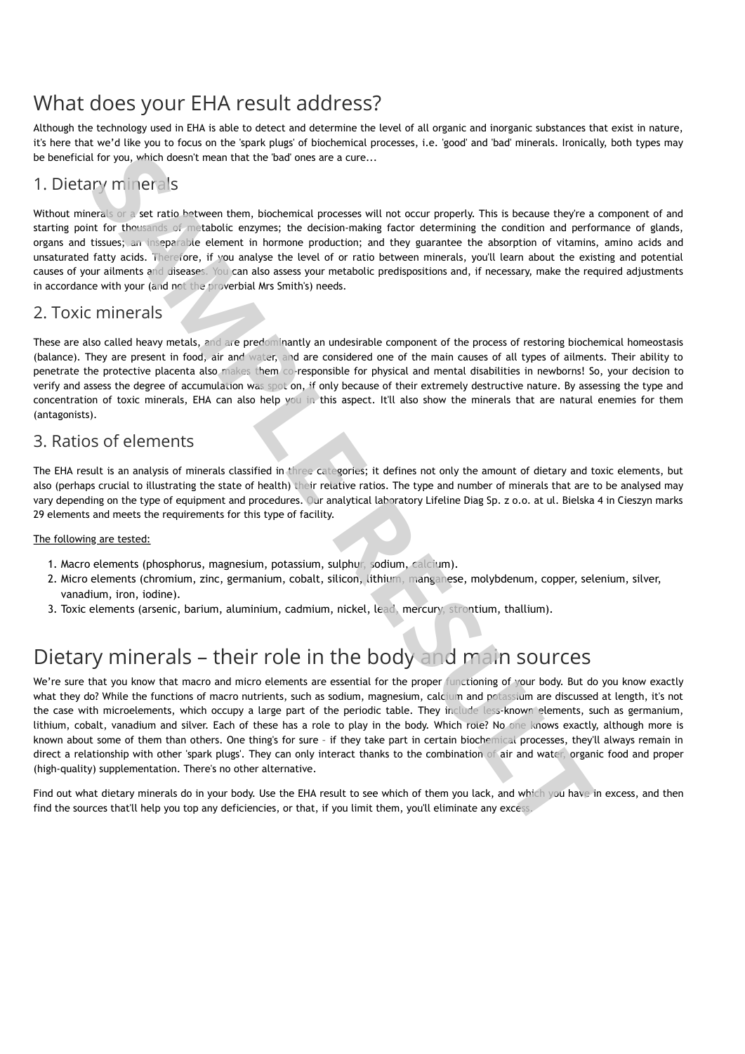# What does your EHA result address?

Although the technology used in EHA is able to detect and determine the level of all organic and inorganic substances that exist in nature, it's here that we'd like you to focus on the 'spark plugs' of biochemical processes, i.e. 'good' and 'bad' minerals. Ironically, both types may be beneficial for you, which doesn't mean that the 'bad' ones are a cure...

## 1. Dietary minerals

Without minerals or a set ratio between them, biochemical processes will not occur properly. This is because they're a component of and starting point for thousands of metabolic enzymes; the decision-making factor determining the condition and performance of glands, organs and tissues; an inseparable element in hormone production; and they guarantee the absorption of vitamins, amino acids and unsaturated fatty acids. Therefore, if you analyse the level of or ratio between minerals, you'll learn about the existing and potential causes of your ailments and diseases. You can also assess your metabolic predispositions and, if necessary, make the required adjustments in accordance with your (and not the proverbial Mrs Smith's) needs.

## 2. Toxic minerals

These are also called heavy metals, and are predominantly an undesirable component of the process of restoring biochemical homeostasis (balance). They are present in food, air and water, and are considered one of the main causes of all types of ailments. Their ability to penetrate the protective placenta also makes them co-responsible for physical and mental disabilities in newborns! So, your decision to verify and assess the degree of accumulation was spot on, if only because of their extremely destructive nature. By assessing the type and concentration of toxic minerals, EHA can also help you in this aspect. It'll also show the minerals that are natural enemies for them (antagonists).

## 3. Ratios of elements

The EHA result is an analysis of minerals classified in three categories; it defines not only the amount of dietary and toxic elements, but also (perhaps crucial to illustrating the state of health) their relative ratios. The type and number of minerals that are to be analysed may vary depending on the type of equipment and procedures. Our analytical laboratory Lifeline Diag Sp. z o.o. at ul. Bielska 4 in Cieszyn marks 29 elements and meets the requirements for this type of facility.

The following are tested:

1. Macro elements (phosphorus, magnesium, potassium, sulphur, sodium, calcium).
2. Micro elements (chromium, zinc, germanium, cobalt, silicon, lithium, manganese, molybdenum, copper, selenium, silver, vanadium, iron, iodine).
3. Toxic elements (arsenic, barium, aluminium, cadmium, nickel, lead, mercury, strontium, thallium).

# Dietary minerals – their role in the body and main sources

We're sure that you know that macro and micro elements are essential for the proper functioning of your body. But do you know exactly what they do? While the functions of macro nutrients, such as sodium, magnesium, calcium and potassium are discussed at length, it's not the case with microelements, which occupy a large part of the periodic table. They include less-known elements, such as germanium, lithium, cobalt, vanadium and silver. Each of these has a role to play in the body. Which role? No one knows exactly, although more is known about some of them than others. One thing's for sure – if they take part in certain biochemical processes, they'll always remain in direct a relationship with other 'spark plugs'. They can only interact thanks to the combination of air and water, organic food and proper (high-quality) supplementation. There's no other alternative.

Find out what dietary minerals do in your body. Use the EHA result to see which of them you lack, and which you have in excess, and then find the sources that'll help you top any deficiencies, or that, if you limit them, you'll eliminate any excess.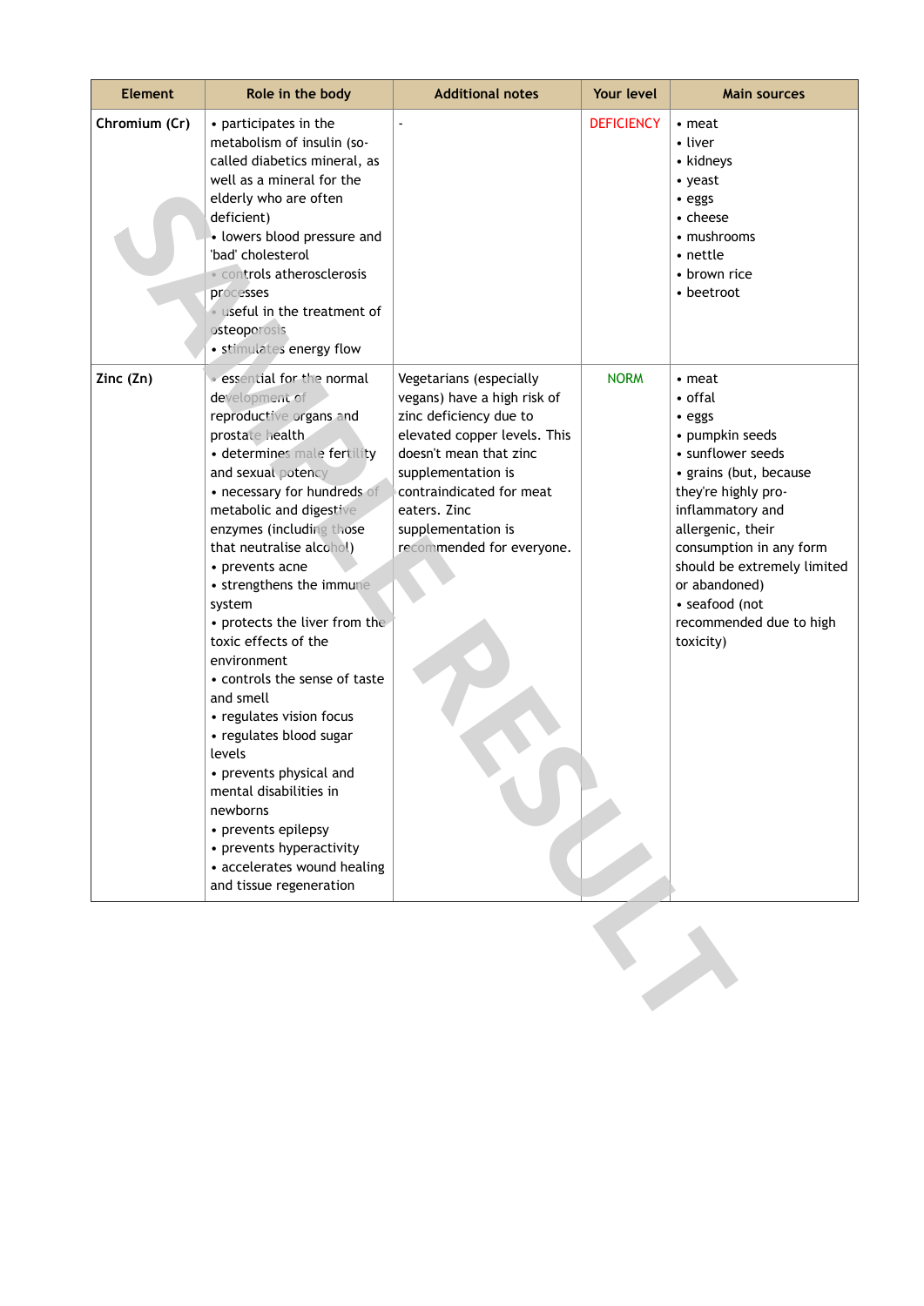| Element | Role in the body | Additional notes | Your level | Main sources |
|---|---|---|---|---|
| Chromium (Cr) | • participates in the metabolism of insulin (so-called diabetics mineral, as well as a mineral for the elderly who are often deficient)<br>• lowers blood pressure and 'bad' cholesterol<br>• controls atherosclerosis processes<br>• useful in the treatment of osteoporosis<br>• stimulates energy flow | - | DEFICIENCY | • meat<br>• liver<br>• kidneys<br>• yeast<br>• eggs<br>• cheese<br>• mushrooms<br>• nettle<br>• brown rice<br>• beetroot |
| Zinc (Zn) | • essential for the normal development of reproductive organs and prostate health<br>• determines male fertility and sexual potency<br>• necessary for hundreds of metabolic and digestive enzymes (including those that neutralise alcohol)<br>• prevents acne<br>• strengthens the immune system<br>• protects the liver from the toxic effects of the environment<br>• controls the sense of taste and smell<br>• regulates vision focus<br>• regulates blood sugar levels<br>• prevents physical and mental disabilities in newborns<br>• prevents epilepsy<br>• prevents hyperactivity<br>• accelerates wound healing and tissue regeneration | Vegetarians (especially vegans) have a high risk of zinc deficiency due to elevated copper levels. This doesn't mean that zinc supplementation is contraindicated for meat eaters. Zinc supplementation is recommended for everyone. | NORM | • meat<br>• offal<br>• eggs<br>• pumpkin seeds<br>• sunflower seeds<br>• grains (but, because they're highly pro-inflammatory and allergenic, their consumption in any form should be extremely limited or abandoned)<br>• seafood (not recommended due to high toxicity) |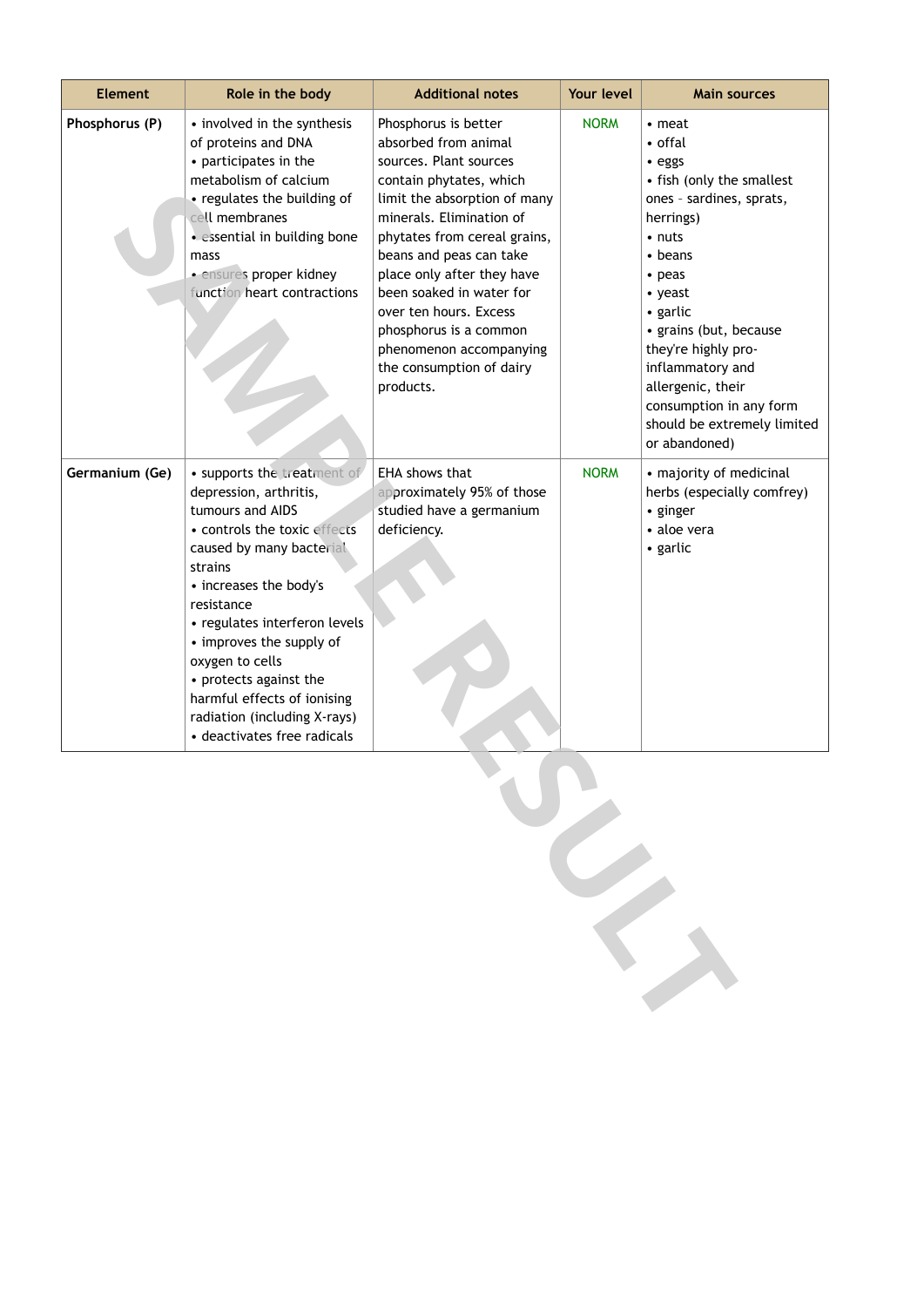| Element | Role in the body | Additional notes | Your level | Main sources |
|---|---|---|---|---|
| **Phosphorus (P)** | • involved in the synthesis of proteins and DNA<br>• participates in the metabolism of calcium<br>• regulates the building of cell membranes<br>• essential in building bone mass<br>• ensures proper kidney function heart contractions | Phosphorus is better absorbed from animal sources. Plant sources contain phytates, which limit the absorption of many minerals. Elimination of phytates from cereal grains, beans and peas can take place only after they have been soaked in water for over ten hours. Excess phosphorus is a common phenomenon accompanying the consumption of dairy products. | NORM | • meat<br>• offal<br>• eggs<br>• fish (only the smallest ones – sardines, sprats, herrings)<br>• nuts<br>• beans<br>• peas<br>• yeast<br>• garlic<br>• grains (but, because they're highly pro-inflammatory and allergenic, their consumption in any form should be extremely limited or abandoned) |
| **Germanium (Ge)** | • supports the treatment of depression, arthritis, tumours and AIDS<br>• controls the toxic effects caused by many bacterial strains<br>• increases the body's resistance<br>• regulates interferon levels<br>• improves the supply of oxygen to cells<br>• protects against the harmful effects of ionising radiation (including X-rays)<br>• deactivates free radicals | EHA shows that approximately 95% of those studied have a germanium deficiency. | NORM | • majority of medicinal herbs (especially comfrey)<br>• ginger<br>• aloe vera<br>• garlic |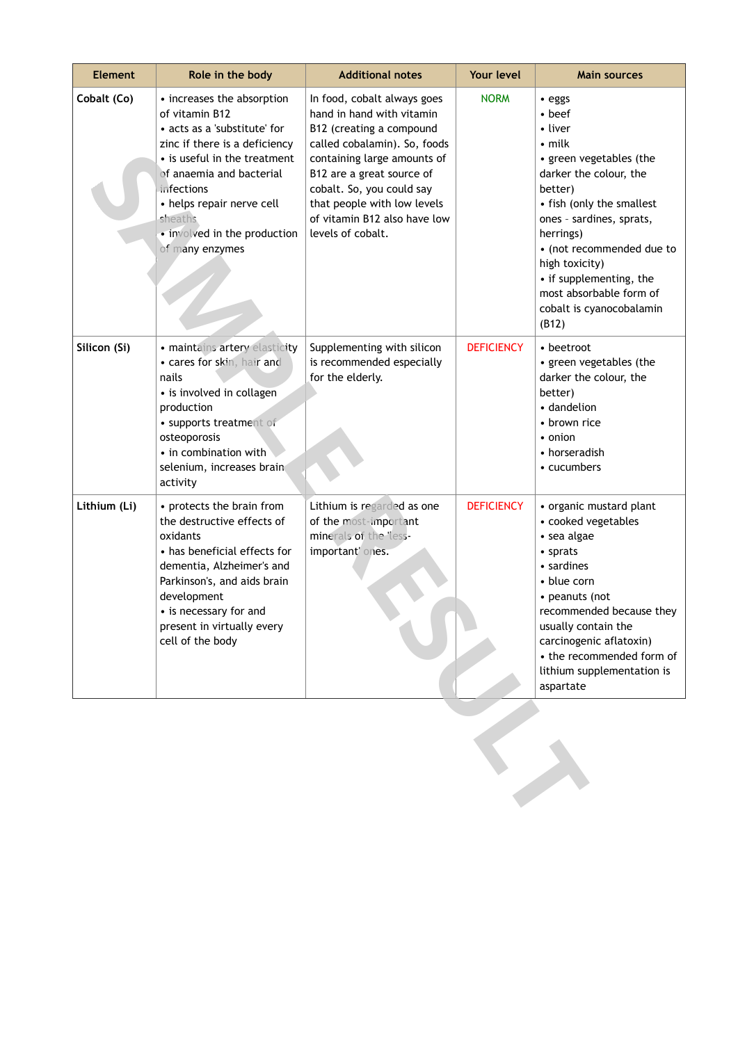| Element | Role in the body | Additional notes | Your level | Main sources |
|---|---|---|---|---|
| **Cobalt (Co)** | • increases the absorption of vitamin B12<br>• acts as a 'substitute' for zinc if there is a deficiency<br>• is useful in the treatment of anaemia and bacterial infections<br>• helps repair nerve cell sheaths<br>• involved in the production of many enzymes | In food, cobalt always goes hand in hand with vitamin B12 (creating a compound called cobalamin). So, foods containing large amounts of B12 are a great source of cobalt. So, you could say that people with low levels of vitamin B12 also have low levels of cobalt. | NORM | • eggs<br>• beef<br>• liver<br>• milk<br>• green vegetables (the darker the colour, the better)<br>• fish (only the smallest ones - sardines, sprats, herrings)<br>• (not recommended due to high toxicity)<br>• if supplementing, the most absorbable form of cobalt is cyanocobalamin (B12) |
| **Silicon (Si)** | • maintains artery elasticity<br>• cares for skin, hair and nails<br>• is involved in collagen production<br>• supports treatment of osteoporosis<br>• in combination with selenium, increases brain activity | Supplementing with silicon is recommended especially for the elderly. | DEFICIENCY | • beetroot<br>• green vegetables (the darker the colour, the better)<br>• dandelion<br>• brown rice<br>• onion<br>• horseradish<br>• cucumbers |
| **Lithium (Li)** | • protects the brain from the destructive effects of oxidants<br>• has beneficial effects for dementia, Alzheimer's and Parkinson's, and aids brain development<br>• is necessary for and present in virtually every cell of the body | Lithium is regarded as one of the most-important minerals of the 'less-important' ones. | DEFICIENCY | • organic mustard plant<br>• cooked vegetables<br>• sea algae<br>• sprats<br>• sardines<br>• blue corn<br>• peanuts (not recommended because they usually contain the carcinogenic aflatoxin)<br>• the recommended form of lithium supplementation is aspartate |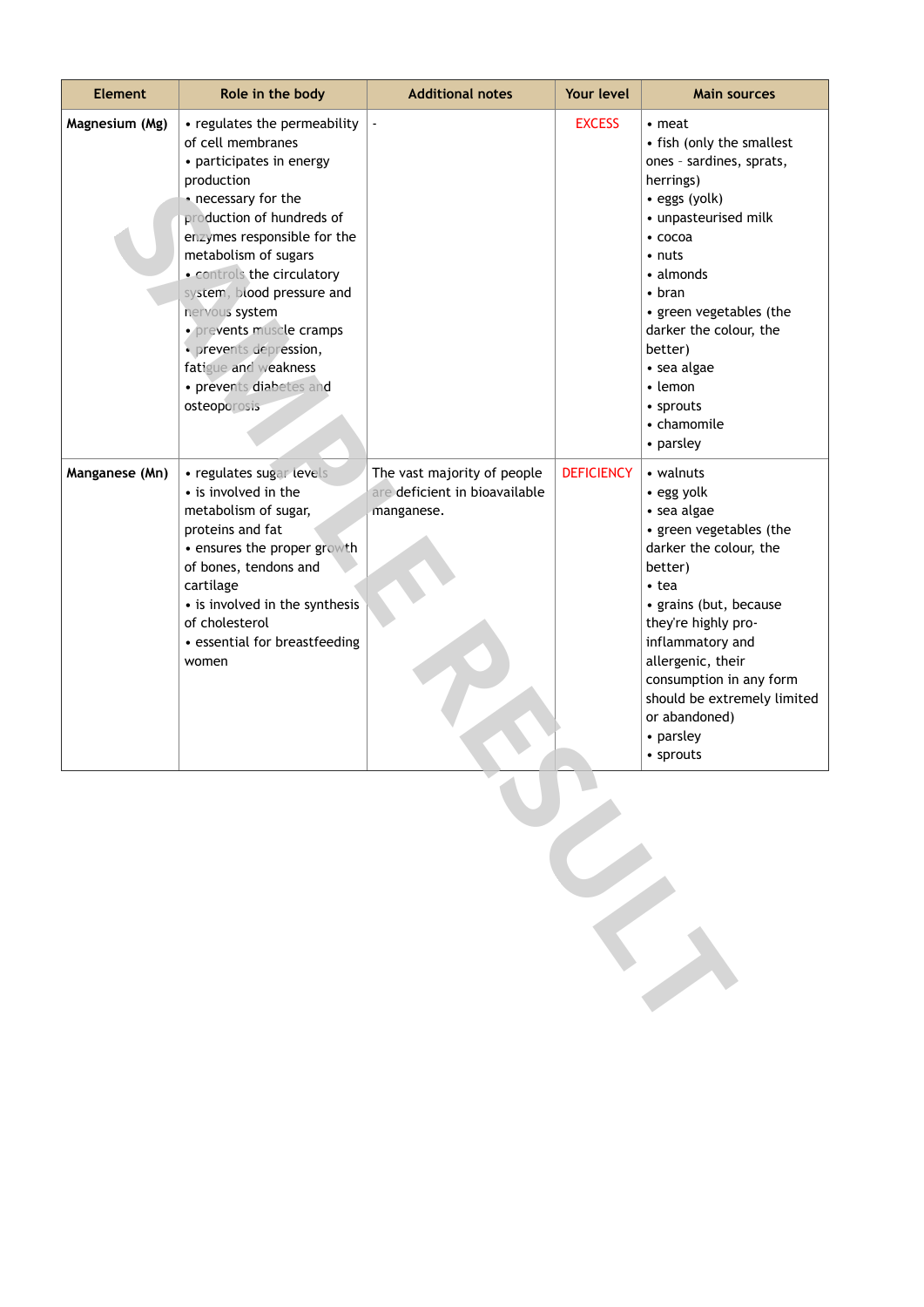| Element | Role in the body | Additional notes | Your level | Main sources |
|---|---|---|---|---|
| **Magnesium (Mg)** | • regulates the permeability of cell membranes<br>• participates in energy production<br>• necessary for the production of hundreds of enzymes responsible for the metabolism of sugars<br>• controls the circulatory system, blood pressure and nervous system<br>• prevents muscle cramps<br>• prevents depression, fatigue and weakness<br>• prevents diabetes and osteoporosis | - | EXCESS | • meat<br>• fish (only the smallest ones - sardines, sprats, herrings)<br>• eggs (yolk)<br>• unpasteurised milk<br>• cocoa<br>• nuts<br>• almonds<br>• bran<br>• green vegetables (the darker the colour, the better)<br>• sea algae<br>• lemon<br>• sprouts<br>• chamomile<br>• parsley |
| **Manganese (Mn)** | • regulates sugar levels<br>• is involved in the metabolism of sugar, proteins and fat<br>• ensures the proper growth of bones, tendons and cartilage<br>• is involved in the synthesis of cholesterol<br>• essential for breastfeeding women | The vast majority of people are deficient in bioavailable manganese. | DEFICIENCY | • walnuts<br>• egg yolk<br>• sea algae<br>• green vegetables (the darker the colour, the better)<br>• tea<br>• grains (but, because they're highly pro-inflammatory and allergenic, their consumption in any form should be extremely limited or abandoned)<br>• parsley<br>• sprouts |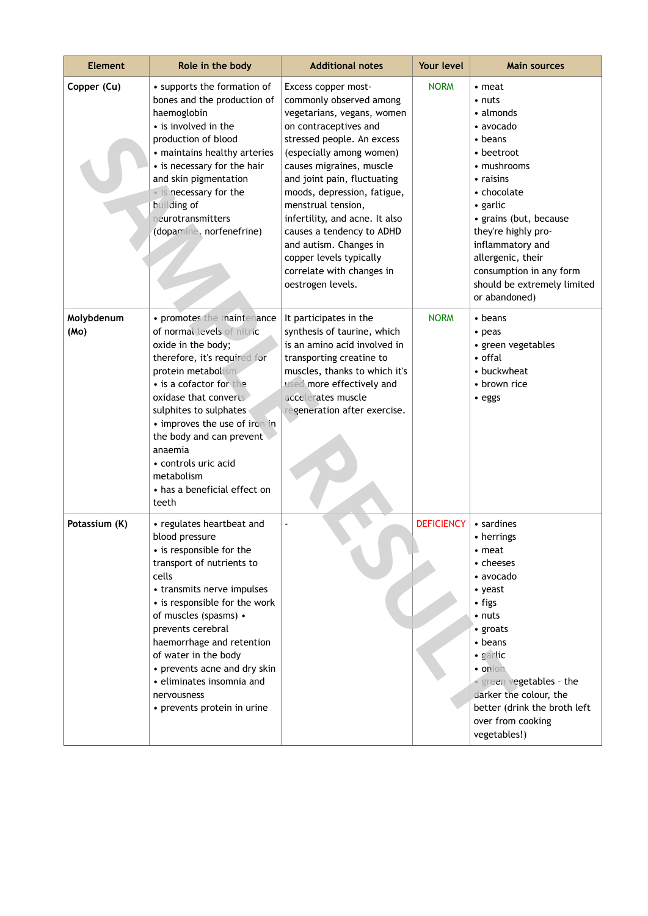| Element | Role in the body | Additional notes | Your level | Main sources |
|---|---|---|---|---|
| Copper (Cu) | • supports the formation of bones and the production of haemoglobin<br>• is involved in the production of blood<br>• maintains healthy arteries<br>• is necessary for the hair and skin pigmentation<br>• is necessary for the building of neurotransmitters (dopamine, norfenefrine) | Excess copper most-commonly observed among vegetarians, vegans, women on contraceptives and stressed people. An excess (especially among women) causes migraines, muscle and joint pain, fluctuating moods, depression, fatigue, menstrual tension, infertility, and acne. It also causes a tendency to ADHD and autism. Changes in copper levels typically correlate with changes in oestrogen levels. | NORM | • meat<br>• nuts<br>• almonds<br>• avocado<br>• beans<br>• beetroot<br>• mushrooms<br>• raisins<br>• chocolate<br>• garlic<br>• grains (but, because they're highly pro-inflammatory and allergenic, their consumption in any form should be extremely limited or abandoned) |
| Molybdenum (Mo) | • promotes the maintenance of normal levels of nitric oxide in the body; therefore, it's required for protein metabolism<br>• is a cofactor for the oxidase that converts sulphites to sulphates<br>• improves the use of iron in the body and can prevent anaemia<br>• controls uric acid metabolism<br>• has a beneficial effect on teeth | It participates in the synthesis of taurine, which is an amino acid involved in transporting creatine to muscles, thanks to which it's used more effectively and accelerates muscle regeneration after exercise. | NORM | • beans<br>• peas<br>• green vegetables<br>• offal<br>• buckwheat<br>• brown rice<br>• eggs |
| Potassium (K) | • regulates heartbeat and blood pressure<br>• is responsible for the transport of nutrients to cells<br>• transmits nerve impulses<br>• is responsible for the work of muscles (spasms) • prevents cerebral haemorrhage and retention of water in the body<br>• prevents acne and dry skin<br>• eliminates insomnia and nervousness<br>• prevents protein in urine | - | DEFICIENCY | • sardines<br>• herrings<br>• meat<br>• cheeses<br>• avocado<br>• yeast<br>• figs<br>• nuts<br>• groats<br>• beans<br>• garlic<br>• onion<br>• green vegetables - the darker the colour, the better (drink the broth left over from cooking vegetables!) |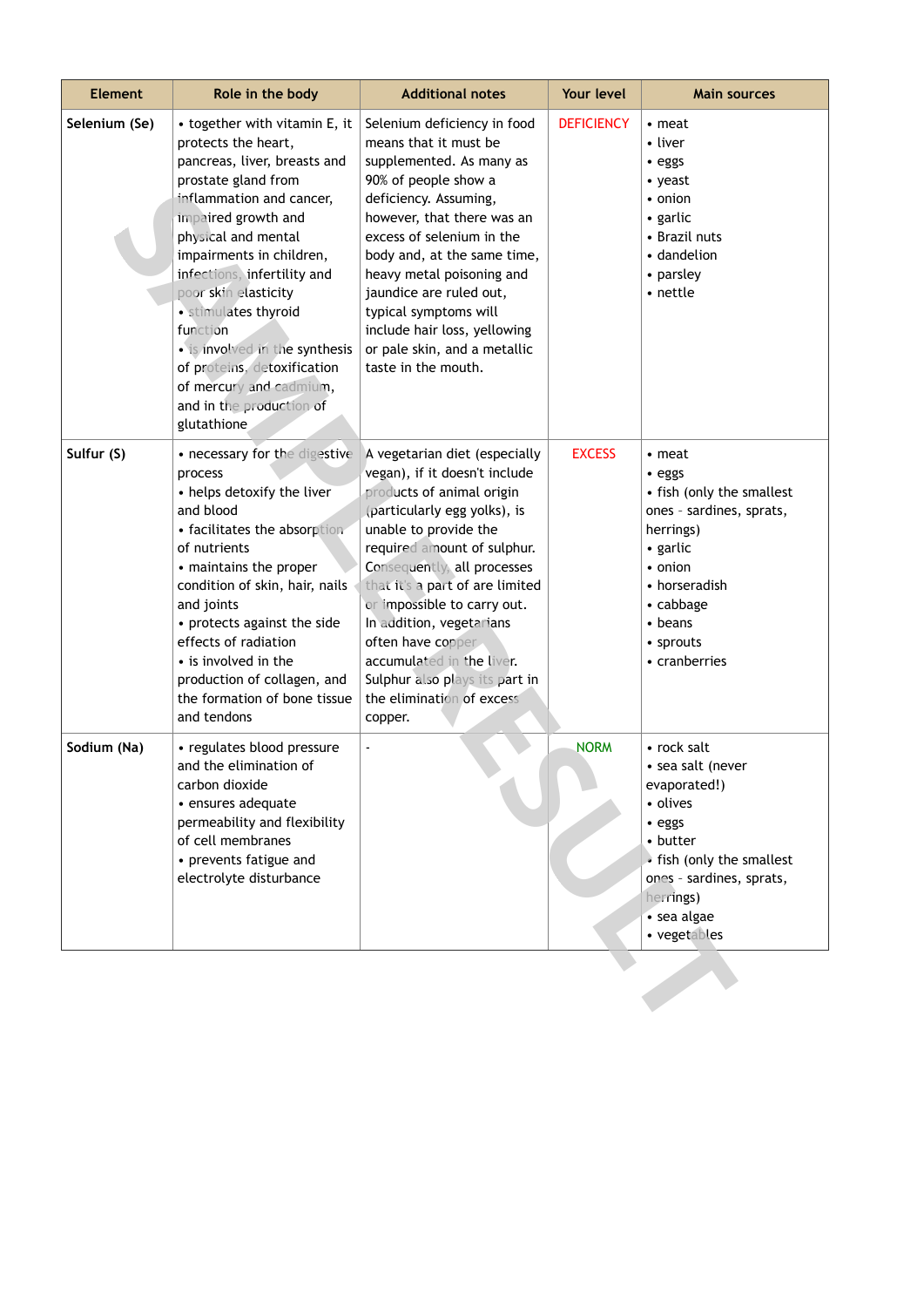| Element | Role in the body | Additional notes | Your level | Main sources |
| --- | --- | --- | --- | --- |
| Selenium (Se) | • together with vitamin E, it protects the heart, pancreas, liver, breasts and prostate gland from inflammation and cancer, impaired growth and physical and mental impairments in children, infections, infertility and poor skin elasticity<br>• stimulates thyroid function<br>• is involved in the synthesis of proteins, detoxification of mercury and cadmium, and in the production of glutathione | Selenium deficiency in food means that it must be supplemented. As many as 90% of people show a deficiency. Assuming, however, that there was an excess of selenium in the body and, at the same time, heavy metal poisoning and jaundice are ruled out, typical symptoms will include hair loss, yellowing or pale skin, and a metallic taste in the mouth. | DEFICIENCY | • meat<br>• liver<br>• eggs<br>• yeast<br>• onion<br>• garlic<br>• Brazil nuts<br>• dandelion<br>• parsley<br>• nettle |
| Sulfur (S) | • necessary for the digestive process<br>• helps detoxify the liver and blood<br>• facilitates the absorption of nutrients<br>• maintains the proper condition of skin, hair, nails and joints<br>• protects against the side effects of radiation<br>• is involved in the production of collagen, and the formation of bone tissue and tendons | A vegetarian diet (especially vegan), if it doesn't include products of animal origin (particularly egg yolks), is unable to provide the required amount of sulphur. Consequently, all processes that it's a part of are limited or impossible to carry out. In addition, vegetarians often have copper accumulated in the liver. Sulphur also plays its part in the elimination of excess copper. | EXCESS | • meat<br>• eggs<br>• fish (only the smallest ones - sardines, sprats, herrings)<br>• garlic<br>• onion<br>• horseradish<br>• cabbage<br>• beans<br>• sprouts<br>• cranberries |
| Sodium (Na) | • regulates blood pressure and the elimination of carbon dioxide<br>• ensures adequate permeability and flexibility of cell membranes<br>• prevents fatigue and electrolyte disturbance | - | NORM | • rock salt<br>• sea salt (never evaporated!)<br>• olives<br>• eggs<br>• butter<br>• fish (only the smallest ones - sardines, sprats, herrings)<br>• sea algae<br>• vegetables |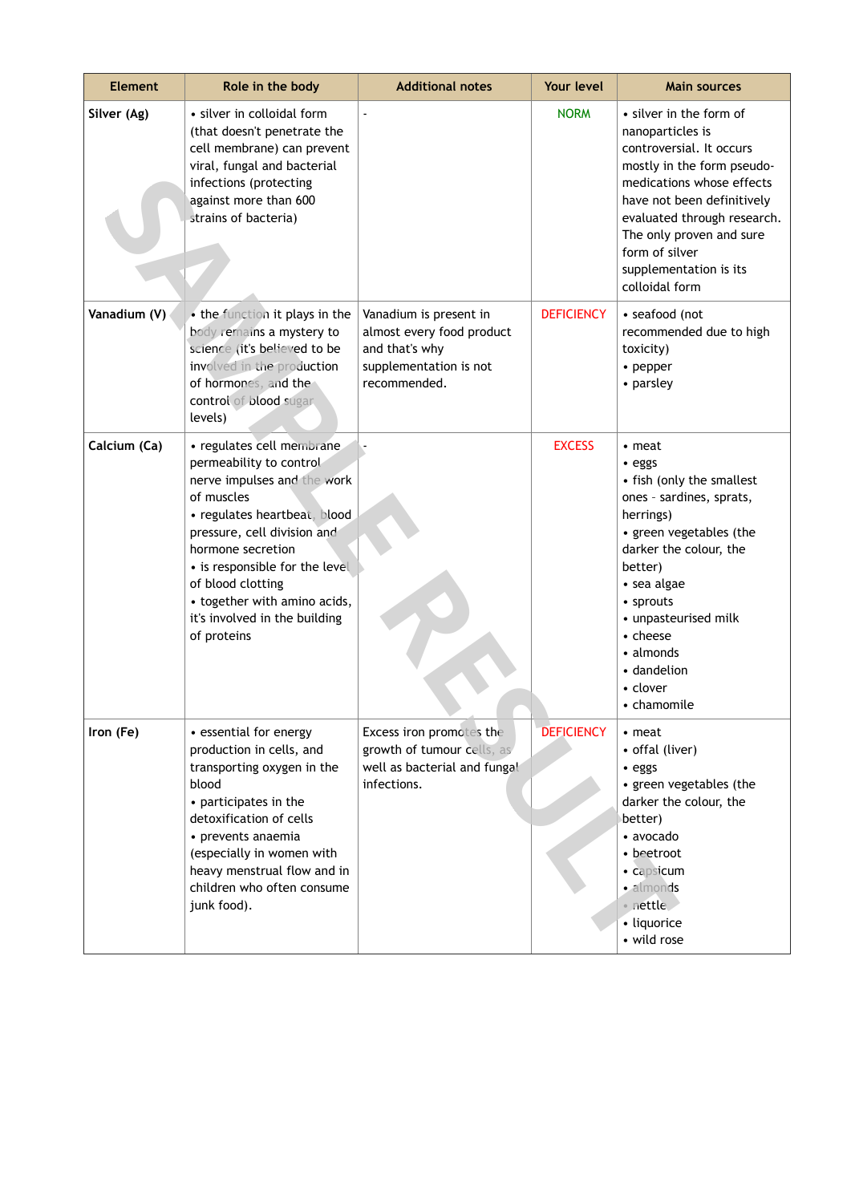| Element | Role in the body | Additional notes | Your level | Main sources |
|---|---|---|---|---|
| Silver (Ag) | • silver in colloidal form (that doesn't penetrate the cell membrane) can prevent viral, fungal and bacterial infections (protecting against more than 600 strains of bacteria) | - | NORM | • silver in the form of nanoparticles is controversial. It occurs mostly in the form pseudo-medications whose effects have not been definitively evaluated through research. The only proven and sure form of silver supplementation is its colloidal form |
| Vanadium (V) | • the function it plays in the body remains a mystery to science (it's believed to be involved in the production of hormones, and the control of blood sugar levels) | Vanadium is present in almost every food product and that's why supplementation is not recommended. | DEFICIENCY | • seafood (not recommended due to high toxicity)<br>• pepper<br>• parsley |
| Calcium (Ca) | • regulates cell membrane permeability to control nerve impulses and the work of muscles<br>• regulates heartbeat, blood pressure, cell division and hormone secretion<br>• is responsible for the level of blood clotting<br>• together with amino acids, it's involved in the building of proteins | - | EXCESS | • meat<br>• eggs<br>• fish (only the smallest ones - sardines, sprats, herrings)<br>• green vegetables (the darker the colour, the better)<br>• sea algae<br>• sprouts<br>• unpasteurised milk<br>• cheese<br>• almonds<br>• dandelion<br>• clover<br>• chamomile |
| Iron (Fe) | • essential for energy production in cells, and transporting oxygen in the blood<br>• participates in the detoxification of cells<br>• prevents anaemia (especially in women with heavy menstrual flow and in children who often consume junk food). | Excess iron promotes the growth of tumour cells, as well as bacterial and fungal infections. | DEFICIENCY | • meat<br>• offal (liver)<br>• eggs<br>• green vegetables (the darker the colour, the better)<br>• avocado<br>• beetroot<br>• capsicum<br>• almonds<br>• nettle<br>• liquorice<br>• wild rose |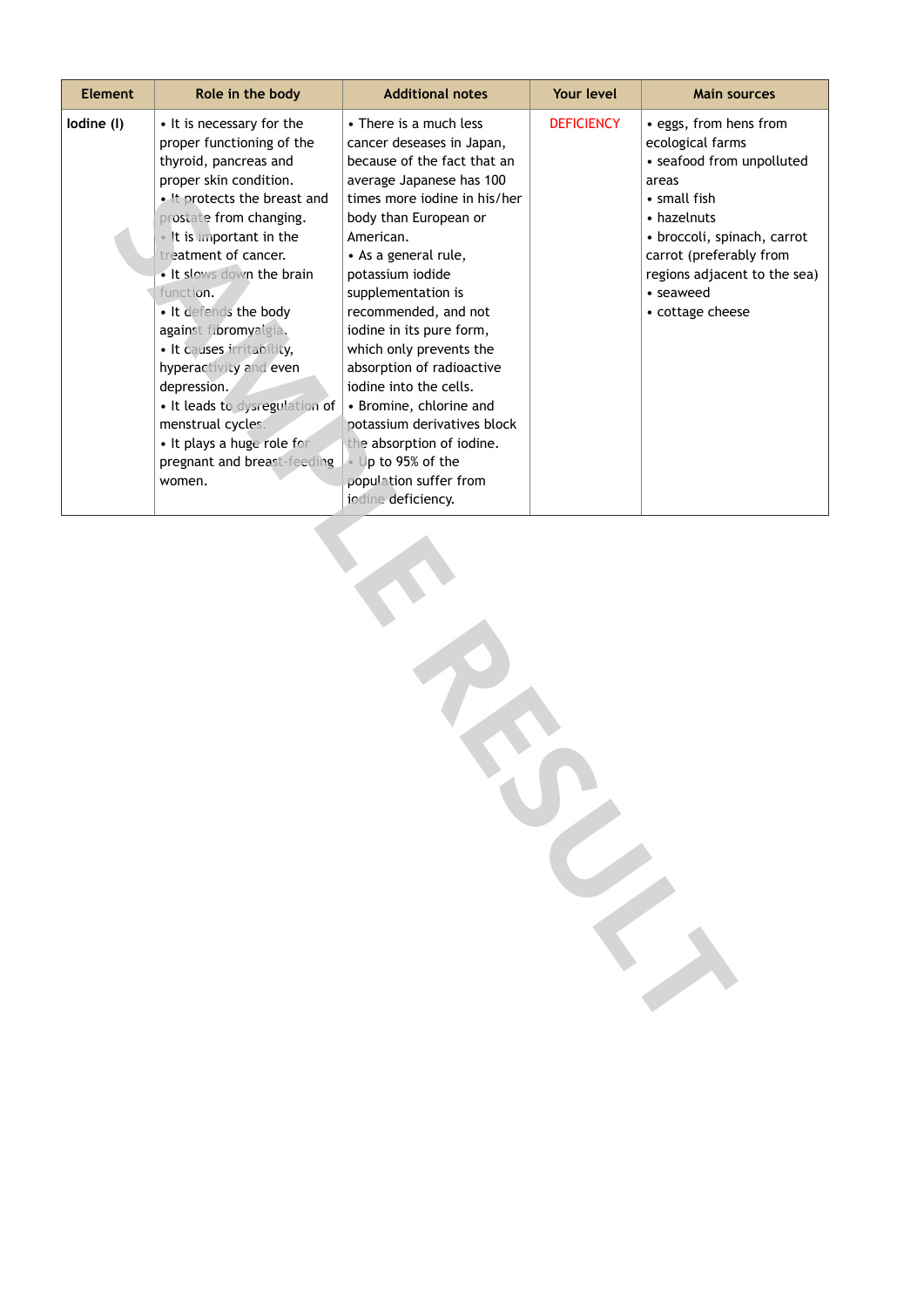| Element | Role in the body | Additional notes | Your level | Main sources |
|---|---|---|---|---|
| **Iodine (I)** | • It is necessary for the proper functioning of the thyroid, pancreas and proper skin condition.<br>• It protects the breast and prostate from changing.<br>• It is important in the treatment of cancer.<br>• It slows down the brain function.<br>• It defends the body against fibromyalgia.<br>• It causes irritability, hyperactivity and even depression.<br>• It leads to dysregulation of menstrual cycles.<br>• It plays a huge role for pregnant and breast-feeding women. | • There is a much less cancer deseases in Japan, because of the fact that an average Japanese has 100 times more iodine in his/her body than European or American.<br>• As a general rule, potassium iodide supplementation is recommended, and not iodine in its pure form, which only prevents the absorption of radioactive iodine into the cells.<br>• Bromine, chlorine and potassium derivatives block the absorption of iodine.<br>• Up to 95% of the population suffer from iodine deficiency. | DEFICIENCY | • eggs, from hens from ecological farms<br>• seafood from unpolluted areas<br>• small fish<br>• hazelnuts<br>• broccoli, spinach, carrot carrot (preferably from regions adjacent to the sea)<br>• seaweed<br>• cottage cheese |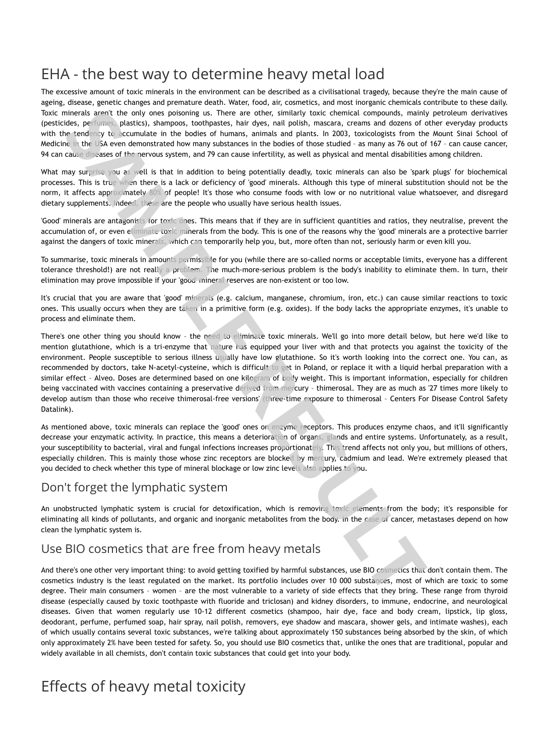# EHA - the best way to determine heavy metal load

The excessive amount of toxic minerals in the environment can be described as a civilisational tragedy, because they're the main cause of ageing, disease, genetic changes and premature death. Water, food, air, cosmetics, and most inorganic chemicals contribute to these daily. Toxic minerals aren't the only ones poisoning us. There are other, similarly toxic chemical compounds, mainly petroleum derivatives (pesticides, perfumes, plastics), shampoos, toothpastes, hair dyes, nail polish, mascara, creams and dozens of other everyday products with the tendency to accumulate in the bodies of humans, animals and plants. In 2003, toxicologists from the Mount Sinai School of Medicine in the USA even demonstrated how many substances in the bodies of those studied – as many as 76 out of 167 – can cause cancer, 94 can cause diseases of the nervous system, and 79 can cause infertility, as well as physical and mental disabilities among children.

What may surprise you as well is that in addition to being potentially deadly, toxic minerals can also be 'spark plugs' for biochemical processes. This is true when there is a lack or deficiency of 'good' minerals. Although this type of mineral substitution should not be the norm, it affects approximately 80% of people! It's those who consume foods with low or no nutritional value whatsoever, and disregard dietary supplements. Indeed, these are the people who usually have serious health issues.

'Good' minerals are antagonists for toxic ones. This means that if they are in sufficient quantities and ratios, they neutralise, prevent the accumulation of, or even eliminate toxic minerals from the body. This is one of the reasons why the 'good' minerals are a protective barrier against the dangers of toxic minerals, which can temporarily help you, but, more often than not, seriously harm or even kill you.

To summarise, toxic minerals in amounts permissible for you (while there are so-called norms or acceptable limits, everyone has a different tolerance threshold!) are not really a problem. The much-more-serious problem is the body's inability to eliminate them. In turn, their elimination may prove impossible if your 'good' mineral reserves are non-existent or too low.

It's crucial that you are aware that 'good' minerals (e.g. calcium, manganese, chromium, iron, etc.) can cause similar reactions to toxic ones. This usually occurs when they are taken in a primitive form (e.g. oxides). If the body lacks the appropriate enzymes, it's unable to process and eliminate them.

There's one other thing you should know – the need to eliminate toxic minerals. We'll go into more detail below, but here we'd like to mention glutathione, which is a tri-enzyme that nature has equipped your liver with and that protects you against the toxicity of the environment. People susceptible to serious illness usually have low glutathione. So it's worth looking into the correct one. You can, as recommended by doctors, take N-acetyl-cysteine, which is difficult to get in Poland, or replace it with a liquid herbal preparation with a similar effect – Alveo. Doses are determined based on one kilogram of body weight. This is important information, especially for children being vaccinated with vaccines containing a preservative derived from mercury – thimerosal. They are as much as '27 times more likely to develop autism than those who receive thimerosal-free versions' (three-time exposure to thimerosal – Centers For Disease Control Safety Datalink).

As mentioned above, toxic minerals can replace the 'good' ones on enzyme receptors. This produces enzyme chaos, and it'll significantly decrease your enzymatic activity. In practice, this means a deterioration of organs, glands and entire systems. Unfortunately, as a result, your susceptibility to bacterial, viral and fungal infections increases proportionately. This trend affects not only you, but millions of others, especially children. This is mainly those whose zinc receptors are blocked by mercury, cadmium and lead. We're extremely pleased that you decided to check whether this type of mineral blockage or low zinc levels also applies to you.

## Don't forget the lymphatic system

An unobstructed lymphatic system is crucial for detoxification, which is removing toxic elements from the body; it's responsible for eliminating all kinds of pollutants, and organic and inorganic metabolites from the body. In the case of cancer, metastases depend on how clean the lymphatic system is.

## Use BIO cosmetics that are free from heavy metals

And there's one other very important thing: to avoid getting toxified by harmful substances, use BIO cosmetics that don't contain them. The cosmetics industry is the least regulated on the market. Its portfolio includes over 10 000 substances, most of which are toxic to some degree. Their main consumers – women – are the most vulnerable to a variety of side effects that they bring. These range from thyroid disease (especially caused by toxic toothpaste with fluoride and triclosan) and kidney disorders, to immune, endocrine, and neurological diseases. Given that women regularly use 10-12 different cosmetics (shampoo, hair dye, face and body cream, lipstick, lip gloss, deodorant, perfume, perfumed soap, hair spray, nail polish, removers, eye shadow and mascara, shower gels, and intimate washes), each of which usually contains several toxic substances, we're talking about approximately 150 substances being absorbed by the skin, of which only approximately 2% have been tested for safety. So, you should use BIO cosmetics that, unlike the ones that are traditional, popular and widely available in all chemists, don't contain toxic substances that could get into your body.

# Effects of heavy metal toxicity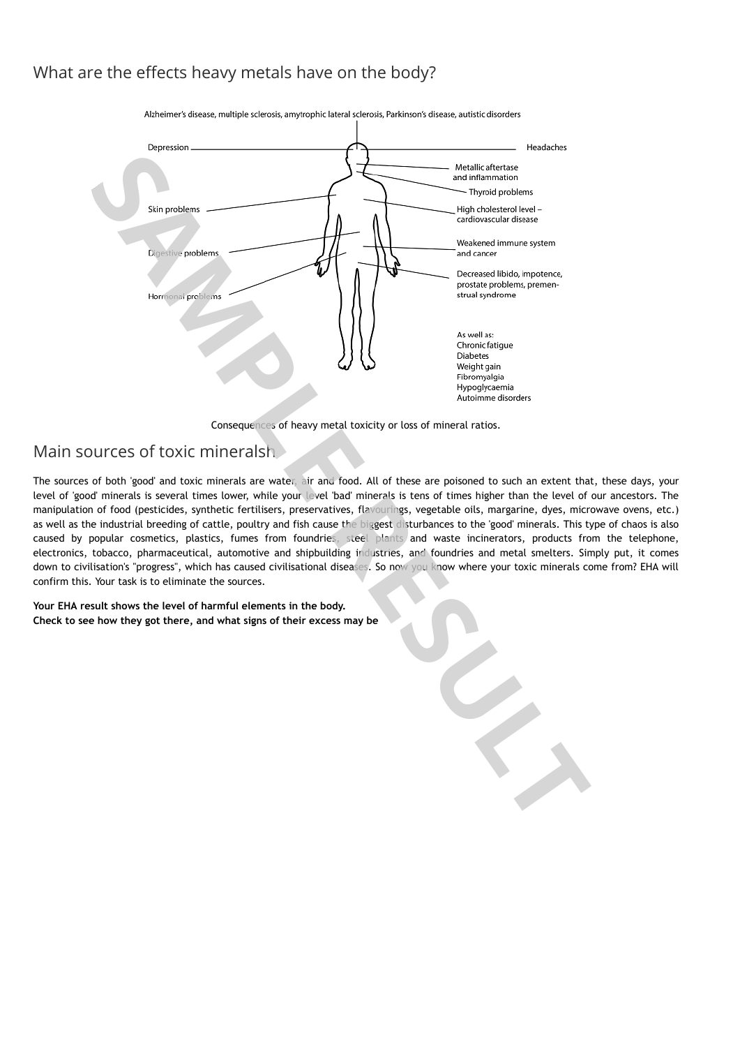## What are the effects heavy metals have on the body?

Alzheimer's disease, multiple sclerosis, amytrophic lateral sclerosis, Parkinson's disease, autistic disorders

Depression

Headaches

Metallic aftertase and inflammation

Thyroid problems

Skin problems

High cholesterol level – cardiovascular disease

Digestive problems

Weakened immune system and cancer

Hormonal problems

Decreased libido, impotence, prostate problems, premenstrual syndrome

As well as:
Chronic fatigue
Diabetes
Weight gain
Fibromyalgia
Hypoglycaemia
Autoimme disorders

Consequences of heavy metal toxicity or loss of mineral ratios.

## Main sources of toxic mineralsh

The sources of both 'good' and toxic minerals are water, air and food. All of these are poisoned to such an extent that, these days, your level of 'good' minerals is several times lower, while your level 'bad' minerals is tens of times higher than the level of our ancestors. The manipulation of food (pesticides, synthetic fertilisers, preservatives, flavourings, vegetable oils, margarine, dyes, microwave ovens, etc.) as well as the industrial breeding of cattle, poultry and fish cause the biggest disturbances to the 'good' minerals. This type of chaos is also caused by popular cosmetics, plastics, fumes from foundries, steel plants and waste incinerators, products from the telephone, electronics, tobacco, pharmaceutical, automotive and shipbuilding industries, and foundries and metal smelters. Simply put, it comes down to civilisation's "progress", which has caused civilisational diseases. So now you know where your toxic minerals come from? EHA will confirm this. Your task is to eliminate the sources.

**Your EHA result shows the level of harmful elements in the body.**
**Check to see how they got there, and what signs of their excess may be**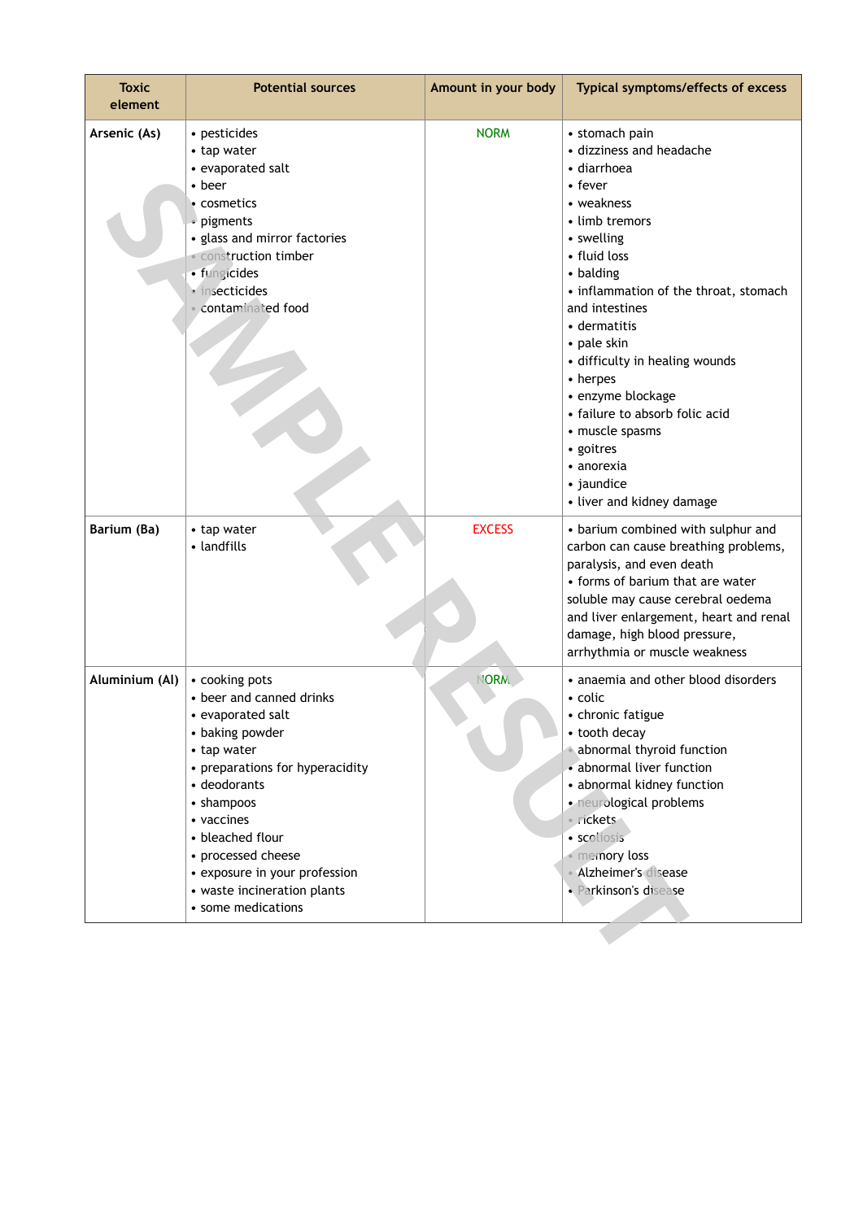| Toxic element | Potential sources | Amount in your body | Typical symptoms/effects of excess |
|---|---|---|---|
| Arsenic (As) | • pesticides<br>• tap water<br>• evaporated salt<br>• beer<br>• cosmetics<br>• pigments<br>• glass and mirror factories<br>• construction timber<br>• fungicides<br>• insecticides<br>• contaminated food | NORM | • stomach pain<br>• dizziness and headache<br>• diarrhoea<br>• fever<br>• weakness<br>• limb tremors<br>• swelling<br>• fluid loss<br>• balding<br>• inflammation of the throat, stomach and intestines<br>• dermatitis<br>• pale skin<br>• difficulty in healing wounds<br>• herpes<br>• enzyme blockage<br>• failure to absorb folic acid<br>• muscle spasms<br>• goitres<br>• anorexia<br>• jaundice<br>• liver and kidney damage |
| Barium (Ba) | • tap water<br>• landfills | EXCESS | • barium combined with sulphur and carbon can cause breathing problems, paralysis, and even death<br>• forms of barium that are water soluble may cause cerebral oedema and liver enlargement, heart and renal damage, high blood pressure, arrhythmia or muscle weakness |
| Aluminium (Al) | • cooking pots<br>• beer and canned drinks<br>• evaporated salt<br>• baking powder<br>• tap water<br>• preparations for hyperacidity<br>• deodorants<br>• shampoos<br>• vaccines<br>• bleached flour<br>• processed cheese<br>• exposure in your profession<br>• waste incineration plants<br>• some medications | NORM | • anaemia and other blood disorders<br>• colic<br>• chronic fatigue<br>• tooth decay<br>• abnormal thyroid function<br>• abnormal liver function<br>• abnormal kidney function<br>• neurological problems<br>• rickets<br>• scoliosis<br>• memory loss<br>• Alzheimer's disease<br>• Parkinson's disease |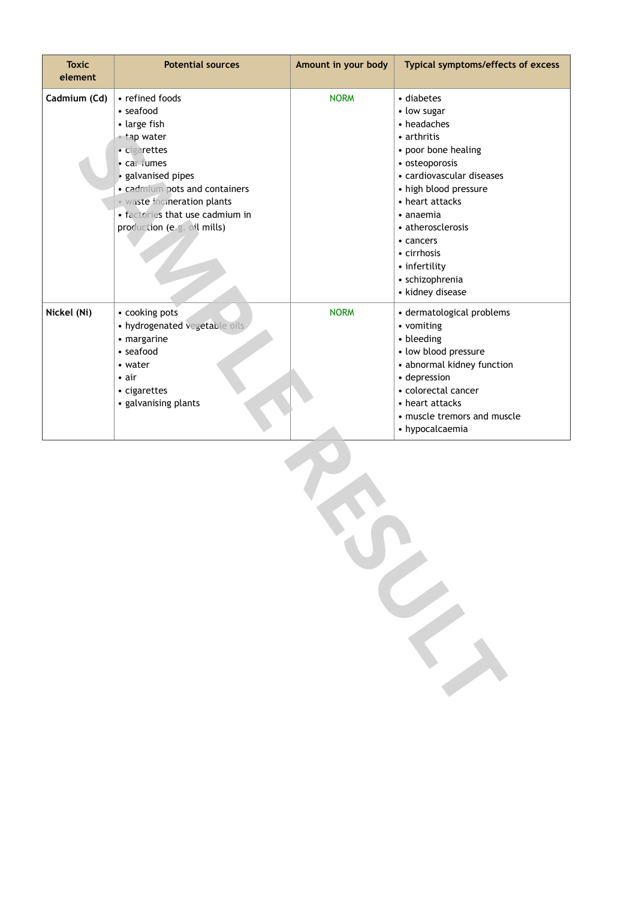| Toxic element | Potential sources | Amount in your body | Typical symptoms/effects of excess |
|---|---|---|---|
| **Cadmium (Cd)** | • refined foods<br>• seafood<br>• large fish<br>• tap water<br>• cigarettes<br>• car fumes<br>• galvanised pipes<br>• cadmium pots and containers<br>• waste incineration plants<br>• factories that use cadmium in production (e.g. oil mills) | NORM | • diabetes<br>• low sugar<br>• headaches<br>• arthritis<br>• poor bone healing<br>• osteoporosis<br>• cardiovascular diseases<br>• high blood pressure<br>• heart attacks<br>• anaemia<br>• atherosclerosis<br>• cancers<br>• cirrhosis<br>• infertility<br>• schizophrenia<br>• kidney disease |
| **Nickel (Ni)** | • cooking pots<br>• hydrogenated vegetable oils<br>• margarine<br>• seafood<br>• water<br>• air<br>• cigarettes<br>• galvanising plants | NORM | • dermatological problems<br>• vomiting<br>• bleeding<br>• low blood pressure<br>• abnormal kidney function<br>• depression<br>• colorectal cancer<br>• heart attacks<br>• muscle tremors and muscle<br>• hypocalcaemia |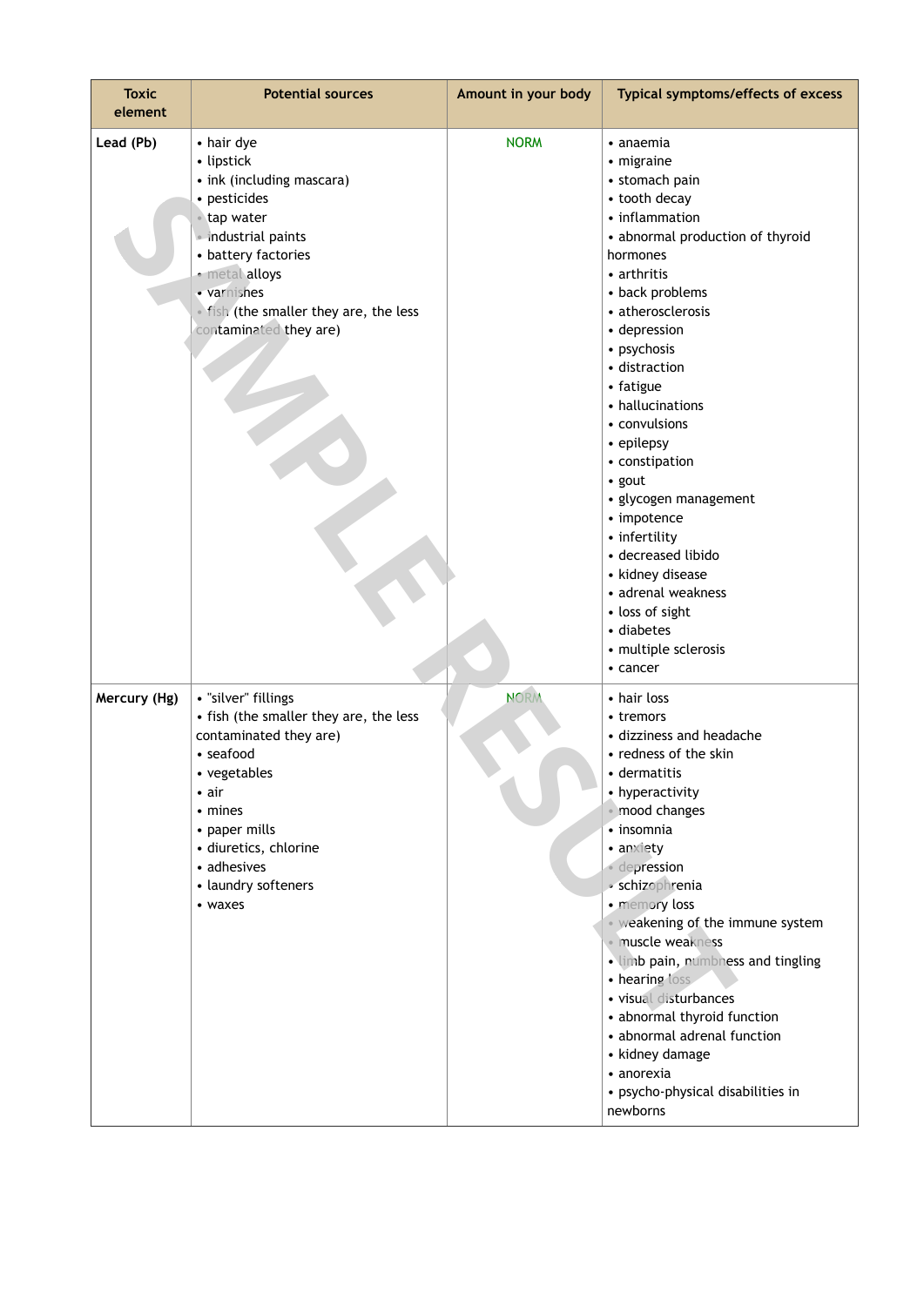| Toxic element | Potential sources | Amount in your body | Typical symptoms/effects of excess |
|---|---|---|---|
| Lead (Pb) | • hair dye<br>• lipstick<br>• ink (including mascara)<br>• pesticides<br>• tap water<br>• industrial paints<br>• battery factories<br>• metal alloys<br>• varnishes<br>• fish (the smaller they are, the less contaminated they are) | NORM | • anaemia<br>• migraine<br>• stomach pain<br>• tooth decay<br>• inflammation<br>• abnormal production of thyroid hormones<br>• arthritis<br>• back problems<br>• atherosclerosis<br>• depression<br>• psychosis<br>• distraction<br>• fatigue<br>• hallucinations<br>• convulsions<br>• epilepsy<br>• constipation<br>• gout<br>• glycogen management<br>• impotence<br>• infertility<br>• decreased libido<br>• kidney disease<br>• adrenal weakness<br>• loss of sight<br>• diabetes<br>• multiple sclerosis<br>• cancer |
| Mercury (Hg) | • "silver" fillings<br>• fish (the smaller they are, the less contaminated they are)<br>• seafood<br>• vegetables<br>• air<br>• mines<br>• paper mills<br>• diuretics, chlorine<br>• adhesives<br>• laundry softeners<br>• waxes | NORM | • hair loss<br>• tremors<br>• dizziness and headache<br>• redness of the skin<br>• dermatitis<br>• hyperactivity<br>• mood changes<br>• insomnia<br>• anxiety<br>• depression<br>• schizophrenia<br>• memory loss<br>• weakening of the immune system<br>• muscle weakness<br>• limb pain, numbness and tingling<br>• hearing loss<br>• visual disturbances<br>• abnormal thyroid function<br>• abnormal adrenal function<br>• kidney damage<br>• anorexia<br>• psycho-physical disabilities in newborns |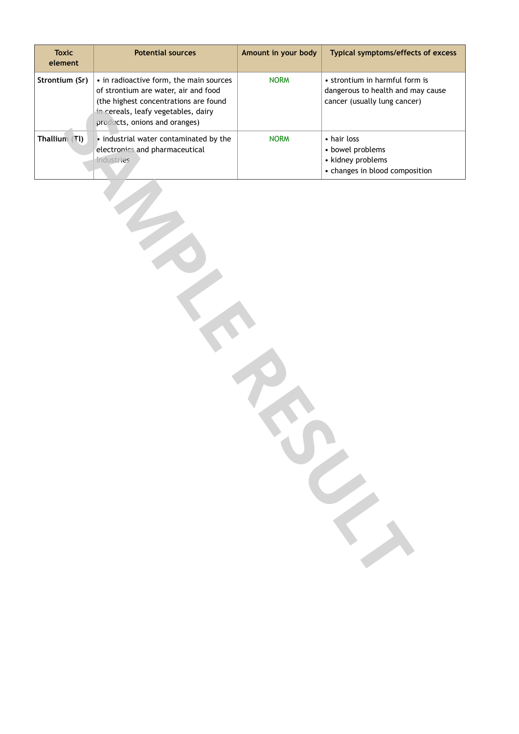| Toxic element | Potential sources | Amount in your body | Typical symptoms/effects of excess |
|---|---|---|---|
| Strontium (Sr) | • in radioactive form, the main sources of strontium are water, air and food (the highest concentrations are found in cereals, leafy vegetables, dairy products, onions and oranges) | NORM | • strontium in harmful form is dangerous to health and may cause cancer (usually lung cancer) |
| Thallium (Tl) | • industrial water contaminated by the electronics and pharmaceutical industries | NORM | • hair loss<br>• bowel problems<br>• kidney problems<br>• changes in blood composition |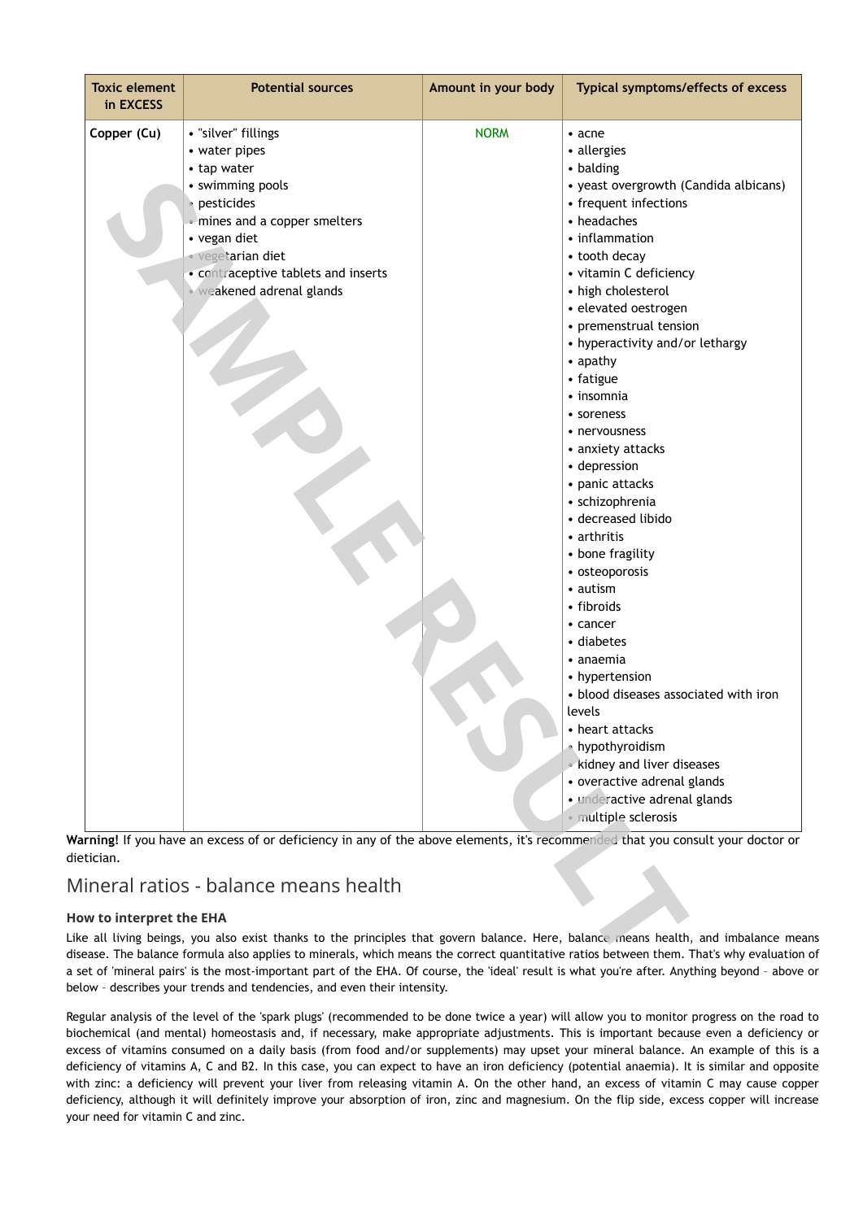| Toxic element in EXCESS | Potential sources | Amount in your body | Typical symptoms/effects of excess |
|---|---|---|---|
| Copper (Cu) | • "silver" fillings<br>• water pipes<br>• tap water<br>• swimming pools<br>• pesticides<br>• mines and a copper smelters<br>• vegan diet<br>• vegetarian diet<br>• contraceptive tablets and inserts<br>• weakened adrenal glands | NORM | • acne<br>• allergies<br>• balding<br>• yeast overgrowth (Candida albicans)<br>• frequent infections<br>• headaches<br>• inflammation<br>• tooth decay<br>• vitamin C deficiency<br>• high cholesterol<br>• elevated oestrogen<br>• premenstrual tension<br>• hyperactivity and/or lethargy<br>• apathy<br>• fatigue<br>• insomnia<br>• soreness<br>• nervousness<br>• anxiety attacks<br>• depression<br>• panic attacks<br>• schizophrenia<br>• decreased libido<br>• arthritis<br>• bone fragility<br>• osteoporosis<br>• autism<br>• fibroids<br>• cancer<br>• diabetes<br>• anaemia<br>• hypertension<br>• blood diseases associated with iron levels<br>• heart attacks<br>• hypothyroidism<br>• kidney and liver diseases<br>• overactive adrenal glands<br>• underactive adrenal glands<br>• multiple sclerosis |

**Warning!** If you have an excess of or deficiency in any of the above elements, it's recommended that you consult your doctor or dietician.

## Mineral ratios - balance means health

### How to interpret the EHA

Like all living beings, you also exist thanks to the principles that govern balance. Here, balance means health, and imbalance means disease. The balance formula also applies to minerals, which means the correct quantitative ratios between them. That's why evaluation of a set of 'mineral pairs' is the most-important part of the EHA. Of course, the 'ideal' result is what you're after. Anything beyond – above or below – describes your trends and tendencies, and even their intensity.

Regular analysis of the level of the 'spark plugs' (recommended to be done twice a year) will allow you to monitor progress on the road to biochemical (and mental) homeostasis and, if necessary, make appropriate adjustments. This is important because even a deficiency or excess of vitamins consumed on a daily basis (from food and/or supplements) may upset your mineral balance. An example of this is a deficiency of vitamins A, C and B2. In this case, you can expect to have an iron deficiency (potential anaemia). It is similar and opposite with zinc: a deficiency will prevent your liver from releasing vitamin A. On the other hand, an excess of vitamin C may cause copper deficiency, although it will definitely improve your absorption of iron, zinc and magnesium. On the flip side, excess copper will increase your need for vitamin C and zinc.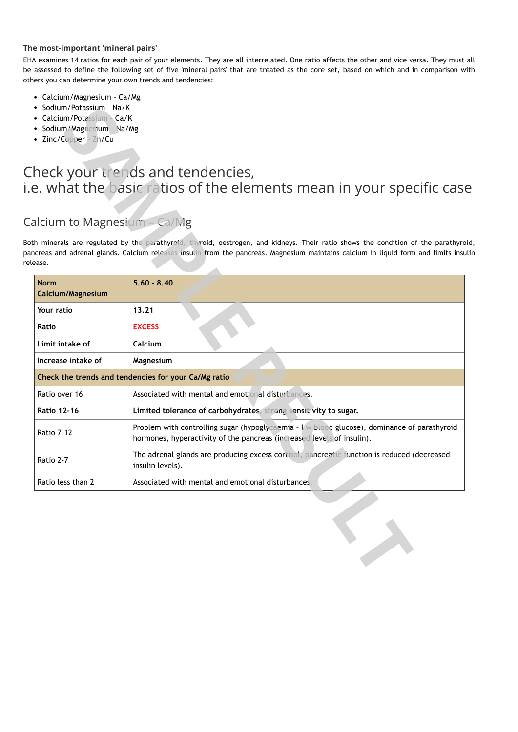**The most-important 'mineral pairs'**

EHA examines 14 ratios for each pair of your elements. They are all interrelated. One ratio affects the other and vice versa. They must all be assessed to define the following set of five 'mineral pairs' that are treated as the core set, based on which and in comparison with others you can determine your own trends and tendencies:

- Calcium/Magnesium - Ca/Mg
- Sodium/Potassium - Na/K
- Calcium/Potassium - Ca/K
- Sodium/Magnesium - Na/Mg
- Zinc/Copper - Zn/Cu

# Check your trends and tendencies, i.e. what the basic ratios of the elements mean in your specific case

## Calcium to Magnesium – Ca/Mg

Both minerals are regulated by the parathyroid, thyroid, oestrogen, and kidneys. Their ratio shows the condition of the parathyroid, pancreas and adrenal glands. Calcium releases insulin from the pancreas. Magnesium maintains calcium in liquid form and limits insulin release.

| **Norm Calcium/Magnesium** | **5.60 - 8.40** |
|---|---|
| **Your ratio** | **13.21** |
| **Ratio** | **EXCESS** |
| **Limit intake of** | **Calcium** |
| **Increase intake of** | **Magnesium** |
| **Check the trends and tendencies for your Ca/Mg ratio** | |
| Ratio over 16 | Associated with mental and emotional disturbances. |
| **Ratio 12-16** | **Limited tolerance of carbohydrates, strong sensitivity to sugar.** |
| Ratio 7-12 | Problem with controlling sugar (hypoglycaemia - low blood glucose), dominance of parathyroid hormones, hyperactivity of the pancreas (increased levels of insulin). |
| Ratio 2-7 | The adrenal glands are producing excess cortisol, pancreatic function is reduced (decreased insulin levels). |
| Ratio less than 2 | Associated with mental and emotional disturbances. |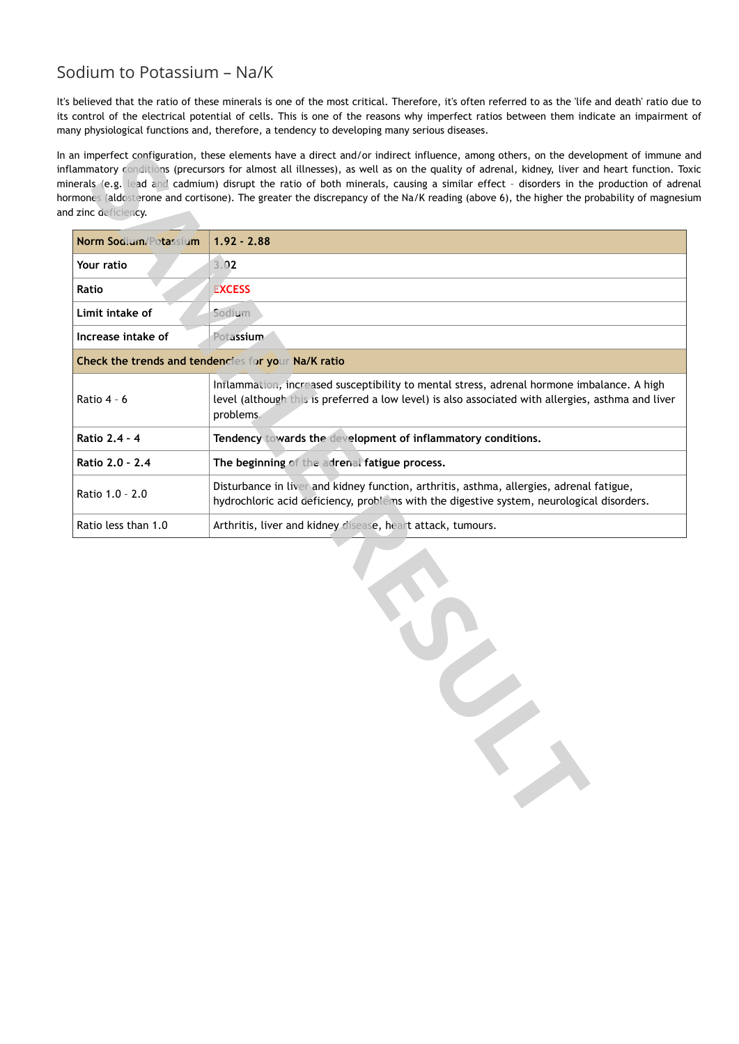## Sodium to Potassium – Na/K

It's believed that the ratio of these minerals is one of the most critical. Therefore, it's often referred to as the 'life and death' ratio due to its control of the electrical potential of cells. This is one of the reasons why imperfect ratios between them indicate an impairment of many physiological functions and, therefore, a tendency to developing many serious diseases.

In an imperfect configuration, these elements have a direct and/or indirect influence, among others, on the development of immune and inflammatory conditions (precursors for almost all illnesses), as well as on the quality of adrenal, kidney, liver and heart function. Toxic minerals (e.g. lead and cadmium) disrupt the ratio of both minerals, causing a similar effect – disorders in the production of adrenal hormones (aldosterone and cortisone). The greater the discrepancy of the Na/K reading (above 6), the higher the probability of magnesium and zinc deficiency.

| **Norm Sodium/Potassium** | **1.92 - 2.88** |
|---|---|
| **Your ratio** | **3.02** |
| **Ratio** | **EXCESS** |
| **Limit intake of** | **Sodium** |
| **Increase intake of** | **Potassium** |
| **Check the trends and tendencies for your Na/K ratio** | |
| Ratio 4 - 6 | Inflammation, increased susceptibility to mental stress, adrenal hormone imbalance. A high level (although this is preferred a low level) is also associated with allergies, asthma and liver problems |
| **Ratio 2.4 - 4** | **Tendency towards the development of inflammatory conditions.** |
| **Ratio 2.0 - 2.4** | **The beginning of the adrenal fatigue process.** |
| Ratio 1.0 - 2.0 | Disturbance in liver and kidney function, arthritis, asthma, allergies, adrenal fatigue, hydrochloric acid deficiency, problems with the digestive system, neurological disorders. |
| Ratio less than 1.0 | Arthritis, liver and kidney disease, heart attack, tumours. |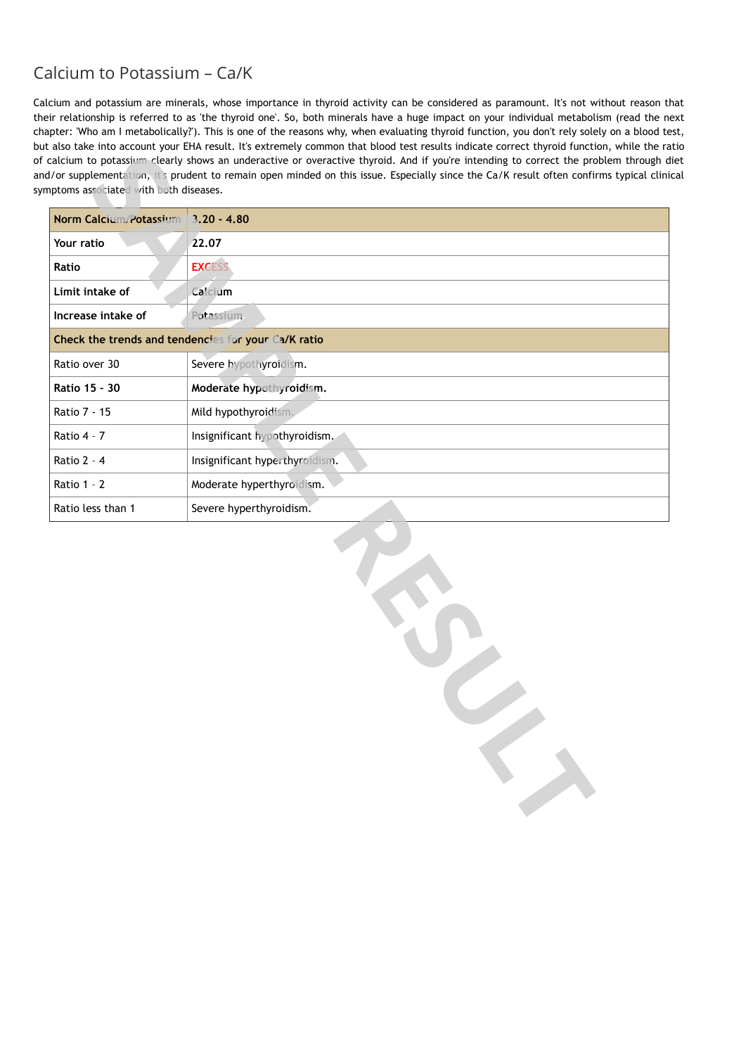# Calcium to Potassium – Ca/K

Calcium and potassium are minerals, whose importance in thyroid activity can be considered as paramount. It's not without reason that their relationship is referred to as 'the thyroid one'. So, both minerals have a huge impact on your individual metabolism (read the next chapter: 'Who am I metabolically?'). This is one of the reasons why, when evaluating thyroid function, you don't rely solely on a blood test, but also take into account your EHA result. It's extremely common that blood test results indicate correct thyroid function, while the ratio of calcium to potassium clearly shows an underactive or overactive thyroid. And if you're intending to correct the problem through diet and/or supplementation, it's prudent to remain open minded on this issue. Especially since the Ca/K result often confirms typical clinical symptoms associated with both diseases.

| **Norm Calcium/Potassium** | **3.20 - 4.80** |
|---|---|
| **Your ratio** | **22.07** |
| **Ratio** | **EXCESS** |
| **Limit intake of** | **Calcium** |
| **Increase intake of** | **Potassium** |
| **Check the trends and tendencies for your Ca/K ratio** | |
| Ratio over 30 | Severe hypothyroidism. |
| **Ratio 15 - 30** | **Moderate hypothyroidism.** |
| Ratio 7 - 15 | Mild hypothyroidism. |
| Ratio 4 - 7 | Insignificant hypothyroidism. |
| Ratio 2 - 4 | Insignificant hyperthyroidism. |
| Ratio 1 - 2 | Moderate hyperthyroidism. |
| Ratio less than 1 | Severe hyperthyroidism. |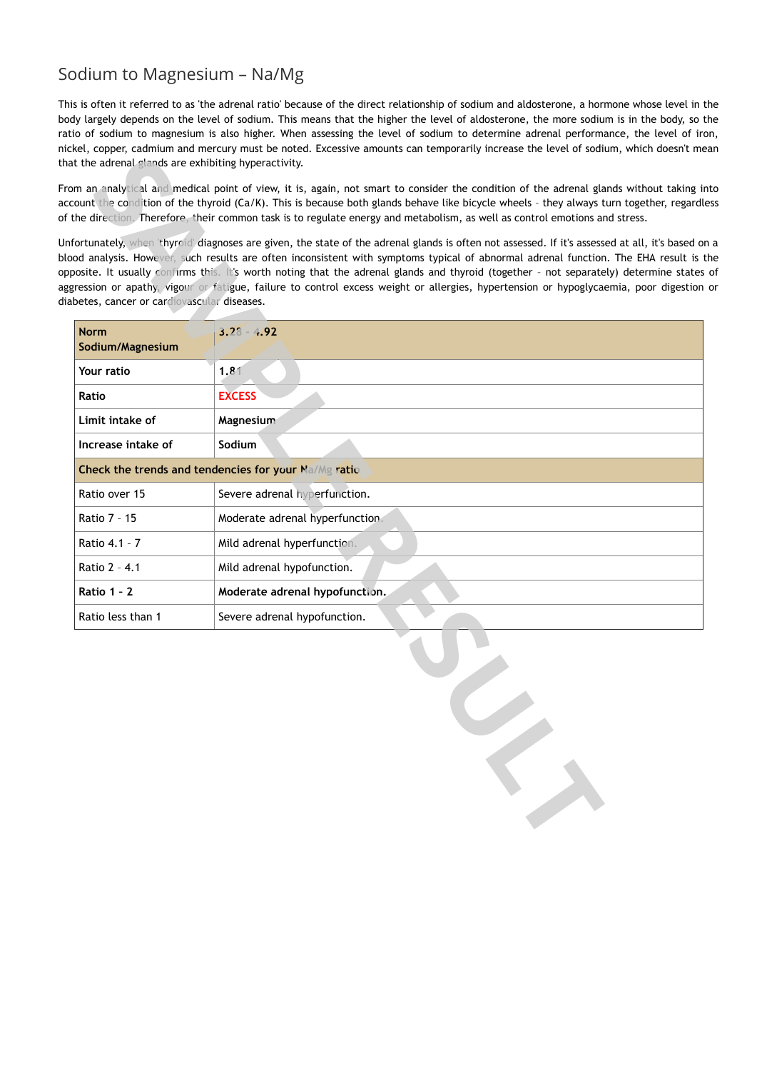## Sodium to Magnesium – Na/Mg

This is often it referred to as 'the adrenal ratio' because of the direct relationship of sodium and aldosterone, a hormone whose level in the body largely depends on the level of sodium. This means that the higher the level of aldosterone, the more sodium is in the body, so the ratio of sodium to magnesium is also higher. When assessing the level of sodium to determine adrenal performance, the level of iron, nickel, copper, cadmium and mercury must be noted. Excessive amounts can temporarily increase the level of sodium, which doesn't mean that the adrenal glands are exhibiting hyperactivity.

From an analytical and medical point of view, it is, again, not smart to consider the condition of the adrenal glands without taking into account the condition of the thyroid (Ca/K). This is because both glands behave like bicycle wheels – they always turn together, regardless of the direction. Therefore, their common task is to regulate energy and metabolism, as well as control emotions and stress.

Unfortunately, when 'thyroid' diagnoses are given, the state of the adrenal glands is often not assessed. If it's assessed at all, it's based on a blood analysis. However, such results are often inconsistent with symptoms typical of abnormal adrenal function. The EHA result is the opposite. It usually confirms this. It's worth noting that the adrenal glands and thyroid (together – not separately) determine states of aggression or apathy, vigour or fatigue, failure to control excess weight or allergies, hypertension or hypoglycaemia, poor digestion or diabetes, cancer or cardiovascular diseases.

| **Norm Sodium/Magnesium** | **3.28 - 4.92** |
|---|---|
| **Your ratio** | **1.81** |
| **Ratio** | **EXCESS** |
| **Limit intake of** | **Magnesium** |
| **Increase intake of** | **Sodium** |
| **Check the trends and tendencies for your Na/Mg ratio** | |
| Ratio over 15 | Severe adrenal hyperfunction. |
| Ratio 7 - 15 | Moderate adrenal hyperfunction. |
| Ratio 4.1 - 7 | Mild adrenal hyperfunction. |
| Ratio 2 - 4.1 | Mild adrenal hypofunction. |
| **Ratio 1 - 2** | **Moderate adrenal hypofunction.** |
| Ratio less than 1 | Severe adrenal hypofunction. |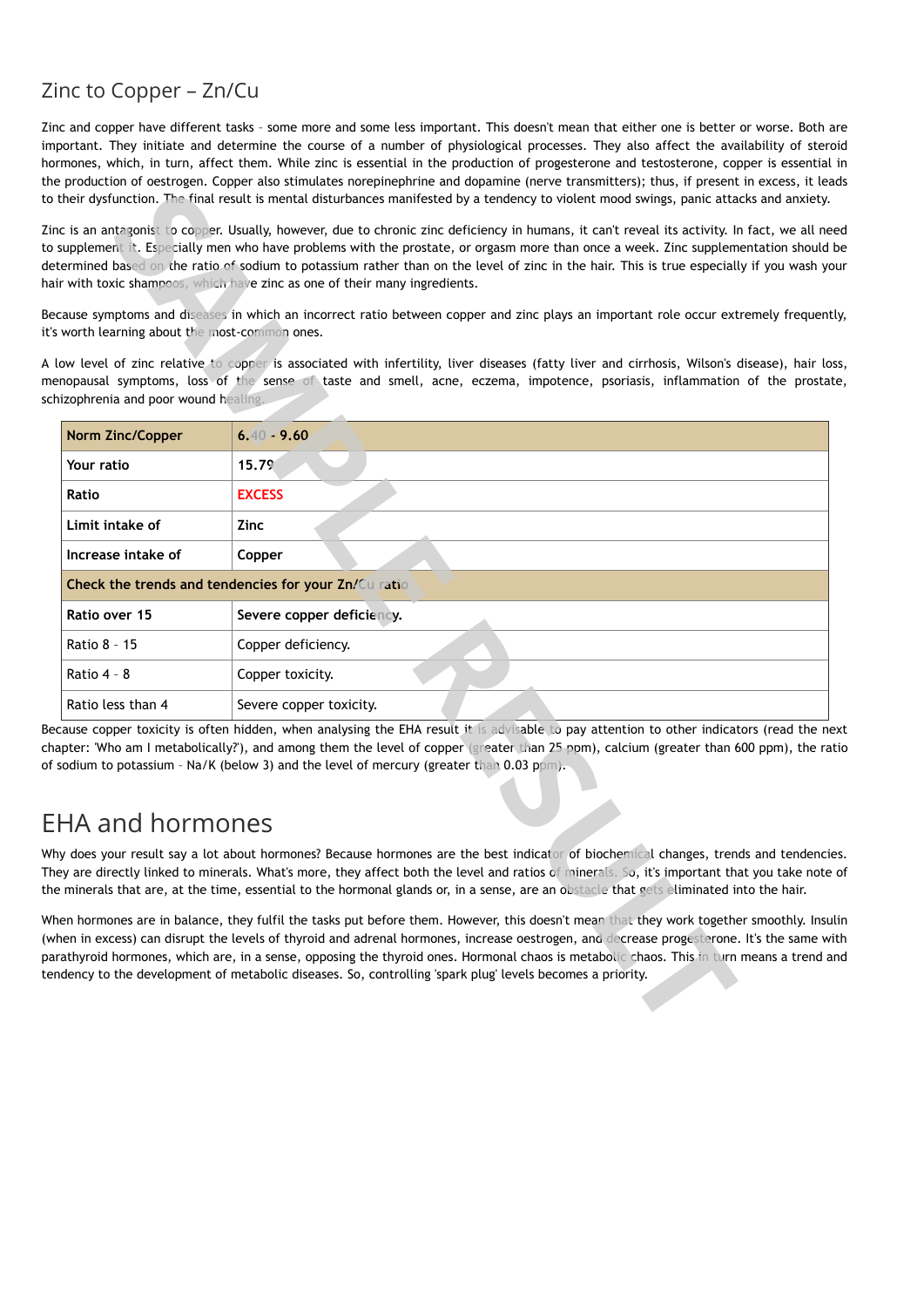## Zinc to Copper – Zn/Cu

Zinc and copper have different tasks – some more and some less important. This doesn't mean that either one is better or worse. Both are important. They initiate and determine the course of a number of physiological processes. They also affect the availability of steroid hormones, which, in turn, affect them. While zinc is essential in the production of progesterone and testosterone, copper is essential in the production of oestrogen. Copper also stimulates norepinephrine and dopamine (nerve transmitters); thus, if present in excess, it leads to their dysfunction. The final result is mental disturbances manifested by a tendency to violent mood swings, panic attacks and anxiety.

Zinc is an antagonist to copper. Usually, however, due to chronic zinc deficiency in humans, it can't reveal its activity. In fact, we all need to supplement it. Especially men who have problems with the prostate, or orgasm more than once a week. Zinc supplementation should be determined based on the ratio of sodium to potassium rather than on the level of zinc in the hair. This is true especially if you wash your hair with toxic shampoos, which have zinc as one of their many ingredients.

Because symptoms and diseases in which an incorrect ratio between copper and zinc plays an important role occur extremely frequently, it's worth learning about the most-common ones.

A low level of zinc relative to copper is associated with infertility, liver diseases (fatty liver and cirrhosis, Wilson's disease), hair loss, menopausal symptoms, loss of the sense of taste and smell, acne, eczema, impotence, psoriasis, inflammation of the prostate, schizophrenia and poor wound healing.

| **Norm Zinc/Copper** | **6.40 - 9.60** |
|---|---|
| **Your ratio** | **15.79** |
| **Ratio** | **EXCESS** |
| **Limit intake of** | **Zinc** |
| **Increase intake of** | **Copper** |
| **Check the trends and tendencies for your Zn/Cu ratio** | |
| **Ratio over 15** | **Severe copper deficiency.** |
| Ratio 8 – 15 | Copper deficiency. |
| Ratio 4 – 8 | Copper toxicity. |
| Ratio less than 4 | Severe copper toxicity. |

Because copper toxicity is often hidden, when analysing the EHA result it is advisable to pay attention to other indicators (read the next chapter: 'Who am I metabolically?'), and among them the level of copper (greater than 25 ppm), calcium (greater than 600 ppm), the ratio of sodium to potassium – Na/K (below 3) and the level of mercury (greater than 0.03 ppm).

# EHA and hormones

Why does your result say a lot about hormones? Because hormones are the best indicator of biochemical changes, trends and tendencies. They are directly linked to minerals. What's more, they affect both the level and ratios of minerals. So, it's important that you take note of the minerals that are, at the time, essential to the hormonal glands or, in a sense, are an obstacle that gets eliminated into the hair.

When hormones are in balance, they fulfil the tasks put before them. However, this doesn't mean that they work together smoothly. Insulin (when in excess) can disrupt the levels of thyroid and adrenal hormones, increase oestrogen, and decrease progesterone. It's the same with parathyroid hormones, which are, in a sense, opposing the thyroid ones. Hormonal chaos is metabolic chaos. This in turn means a trend and tendency to the development of metabolic diseases. So, controlling 'spark plug' levels becomes a priority.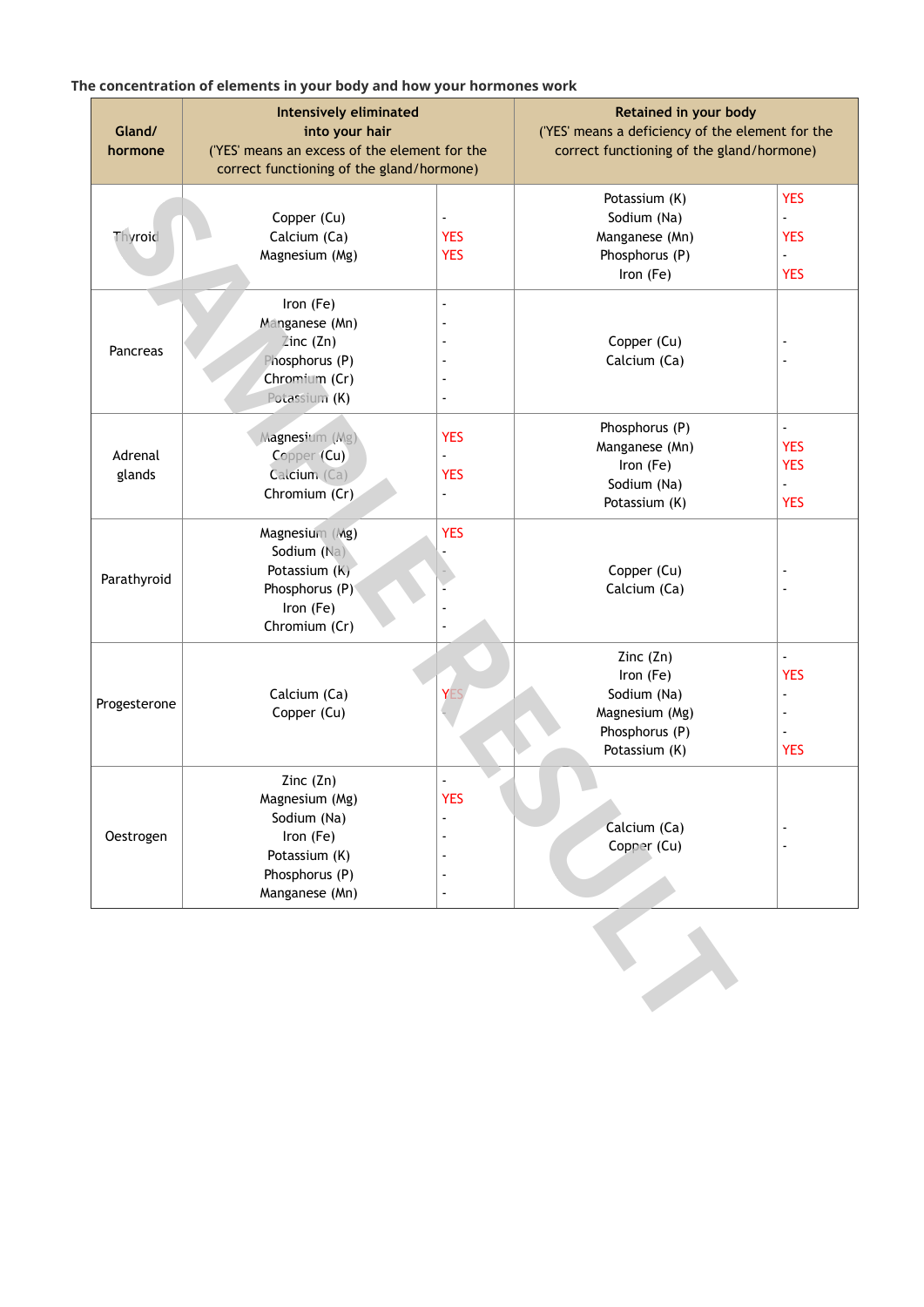**The concentration of elements in your body and how your hormones work**

| Gland/ hormone | Intensively eliminated into your hair ('YES' means an excess of the element for the correct functioning of the gland/hormone) | | Retained in your body ('YES' means a deficiency of the element for the correct functioning of the gland/hormone) | |
|---|---|---|---|---|
| Thyroid | Copper (Cu)<br>Calcium (Ca)<br>Magnesium (Mg) | -<br>YES<br>YES | Potassium (K)<br>Sodium (Na)<br>Manganese (Mn)<br>Phosphorus (P)<br>Iron (Fe) | YES<br>-<br>YES<br>-<br>YES |
| Pancreas | Iron (Fe)<br>Manganese (Mn)<br>Zinc (Zn)<br>Phosphorus (P)<br>Chromium (Cr)<br>Potassium (K) | -<br>-<br>-<br>-<br>-<br>- | Copper (Cu)<br>Calcium (Ca) | -<br>- |
| Adrenal glands | Magnesium (Mg)<br>Copper (Cu)<br>Calcium (Ca)<br>Chromium (Cr) | YES<br>-<br>YES<br>- | Phosphorus (P)<br>Manganese (Mn)<br>Iron (Fe)<br>Sodium (Na)<br>Potassium (K) | -<br>YES<br>YES<br>-<br>YES |
| Parathyroid | Magnesium (Mg)<br>Sodium (Na)<br>Potassium (K)<br>Phosphorus (P)<br>Iron (Fe)<br>Chromium (Cr) | YES<br>-<br>-<br>-<br>-<br>- | Copper (Cu)<br>Calcium (Ca) | -<br>- |
| Progesterone | Calcium (Ca)<br>Copper (Cu) | YES<br>- | Zinc (Zn)<br>Iron (Fe)<br>Sodium (Na)<br>Magnesium (Mg)<br>Phosphorus (P)<br>Potassium (K) | -<br>YES<br>-<br>-<br>-<br>YES |
| Oestrogen | Zinc (Zn)<br>Magnesium (Mg)<br>Sodium (Na)<br>Iron (Fe)<br>Potassium (K)<br>Phosphorus (P)<br>Manganese (Mn) | -<br>YES<br>-<br>-<br>-<br>-<br>- | Calcium (Ca)<br>Copper (Cu) | -<br>- |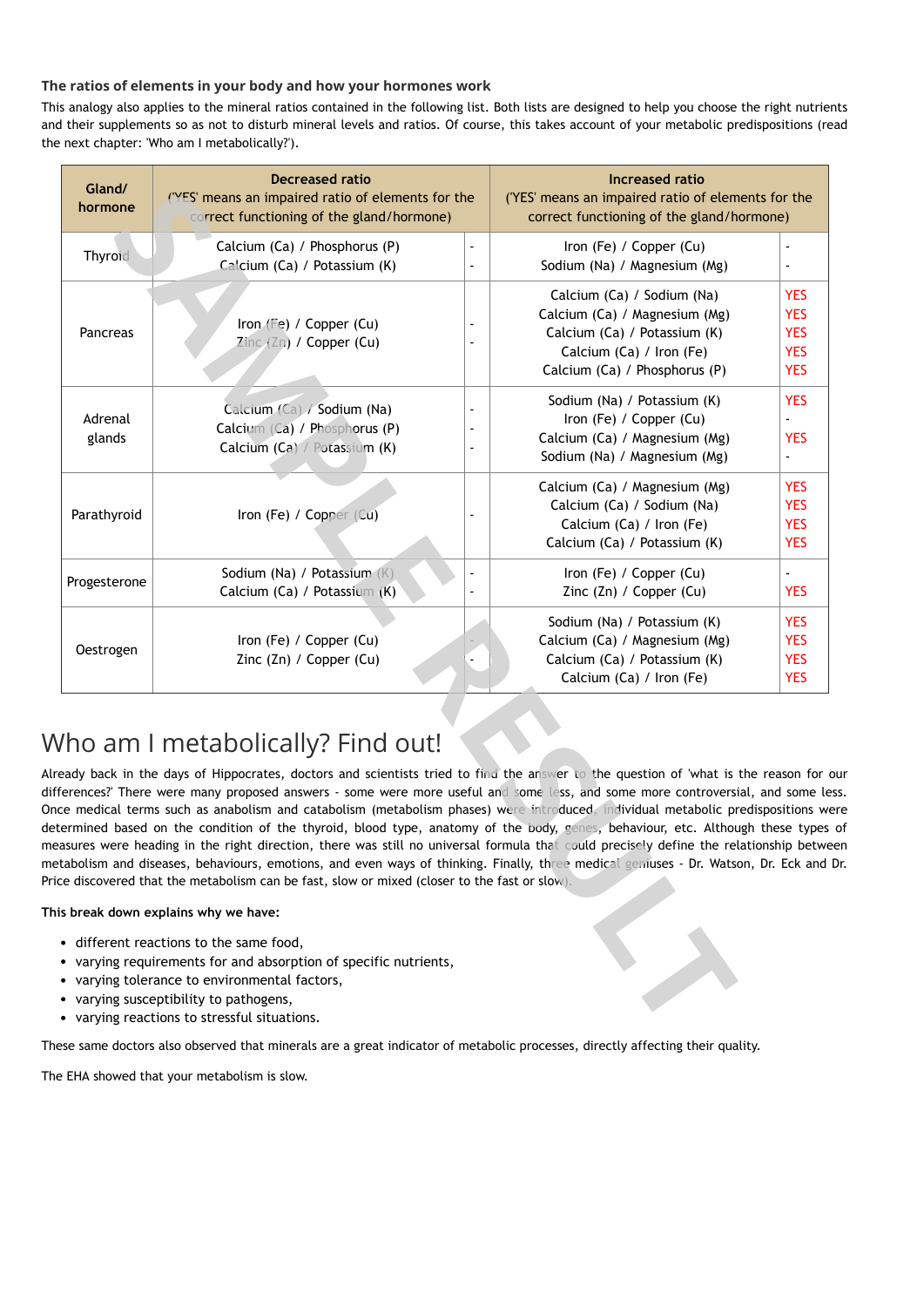### The ratios of elements in your body and how your hormones work

This analogy also applies to the mineral ratios contained in the following list. Both lists are designed to help you choose the right nutrients and their supplements so as not to disturb mineral levels and ratios. Of course, this takes account of your metabolic predispositions (read the next chapter: 'Who am I metabolically?').

| Gland/ hormone | Decreased ratio ('YES' means an impaired ratio of elements for the correct functioning of the gland/hormone) | | Increased ratio ('YES' means an impaired ratio of elements for the correct functioning of the gland/hormone) | |
|---|---|---|---|---|
| Thyroid | Calcium (Ca) / Phosphorus (P)<br>Calcium (Ca) / Potassium (K) | -<br>- | Iron (Fe) / Copper (Cu)<br>Sodium (Na) / Magnesium (Mg) | -<br>- |
| Pancreas | Iron (Fe) / Copper (Cu)<br>Zinc (Zn) / Copper (Cu) | -<br>- | Calcium (Ca) / Sodium (Na)<br>Calcium (Ca) / Magnesium (Mg)<br>Calcium (Ca) / Potassium (K)<br>Calcium (Ca) / Iron (Fe)<br>Calcium (Ca) / Phosphorus (P) | YES<br>YES<br>YES<br>YES<br>YES |
| Adrenal glands | Calcium (Ca) / Sodium (Na)<br>Calcium (Ca) / Phosphorus (P)<br>Calcium (Ca) / Potassium (K) | -<br>-<br>- | Sodium (Na) / Potassium (K)<br>Iron (Fe) / Copper (Cu)<br>Calcium (Ca) / Magnesium (Mg)<br>Sodium (Na) / Magnesium (Mg) | YES<br>-<br>YES<br>- |
| Parathyroid | Iron (Fe) / Copper (Cu) | - | Calcium (Ca) / Magnesium (Mg)<br>Calcium (Ca) / Sodium (Na)<br>Calcium (Ca) / Iron (Fe)<br>Calcium (Ca) / Potassium (K) | YES<br>YES<br>YES<br>YES |
| Progesterone | Sodium (Na) / Potassium (K)<br>Calcium (Ca) / Potassium (K) | -<br>- | Iron (Fe) / Copper (Cu)<br>Zinc (Zn) / Copper (Cu) | -<br>YES |
| Oestrogen | Iron (Fe) / Copper (Cu)<br>Zinc (Zn) / Copper (Cu) | -<br>- | Sodium (Na) / Potassium (K)<br>Calcium (Ca) / Magnesium (Mg)<br>Calcium (Ca) / Potassium (K)<br>Calcium (Ca) / Iron (Fe) | YES<br>YES<br>YES<br>YES |

# Who am I metabolically? Find out!

Already back in the days of Hippocrates, doctors and scientists tried to find the answer to the question of 'what is the reason for our differences?' There were many proposed answers - some were more useful and some less, and some more controversial, and some less. Once medical terms such as anabolism and catabolism (metabolism phases) were introduced, individual metabolic predispositions were determined based on the condition of the thyroid, blood type, anatomy of the body, genes, behaviour, etc. Although these types of measures were heading in the right direction, there was still no universal formula that could precisely define the relationship between metabolism and diseases, behaviours, emotions, and even ways of thinking. Finally, three medical geniuses - Dr. Watson, Dr. Eck and Dr. Price discovered that the metabolism can be fast, slow or mixed (closer to the fast or slow).

**This break down explains why we have:**

- different reactions to the same food,
- varying requirements for and absorption of specific nutrients,
- varying tolerance to environmental factors,
- varying susceptibility to pathogens,
- varying reactions to stressful situations.

These same doctors also observed that minerals are a great indicator of metabolic processes, directly affecting their quality.

The EHA showed that your metabolism is slow.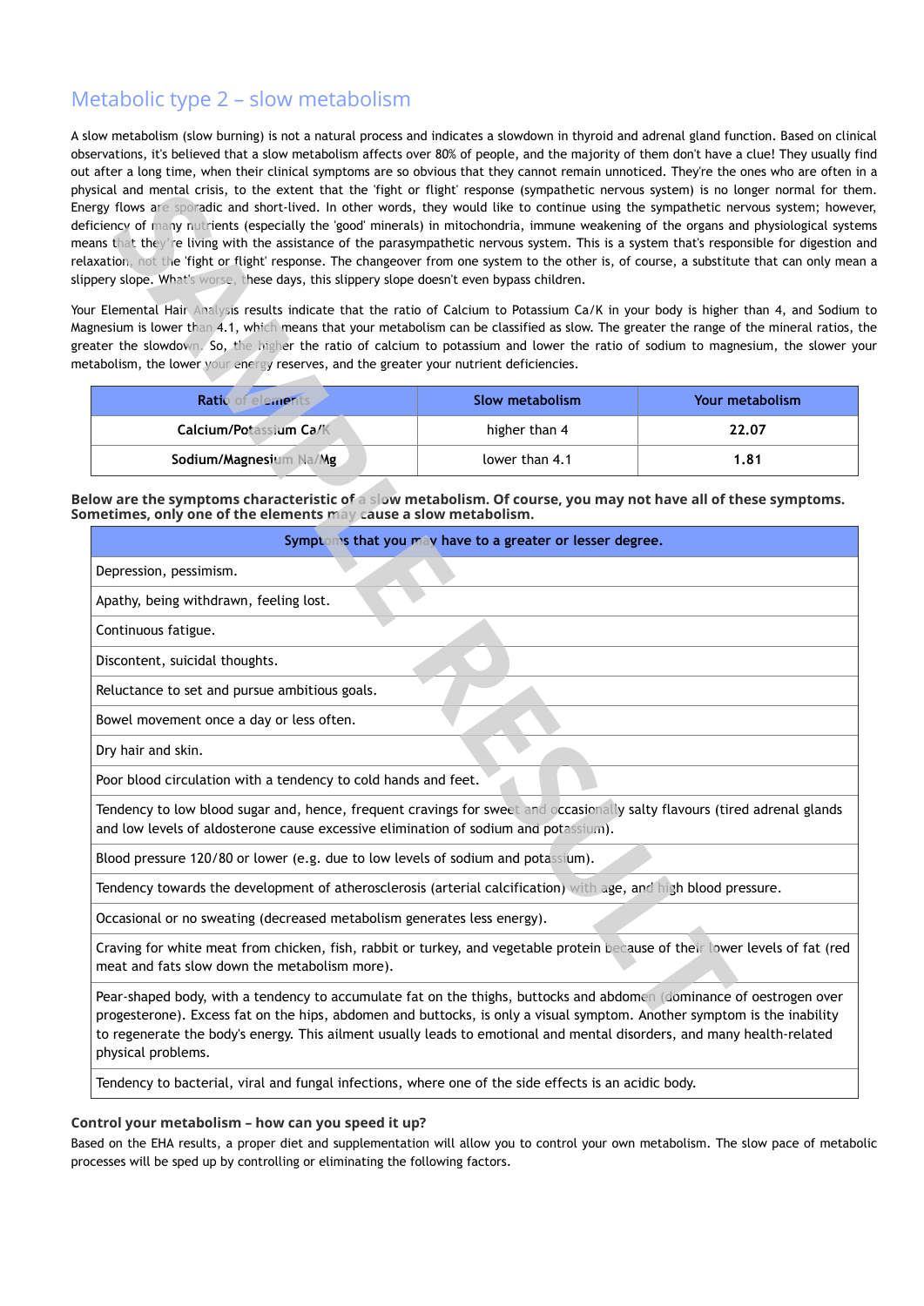## Metabolic type 2 – slow metabolism

A slow metabolism (slow burning) is not a natural process and indicates a slowdown in thyroid and adrenal gland function. Based on clinical observations, it's believed that a slow metabolism affects over 80% of people, and the majority of them don't have a clue! They usually find out after a long time, when their clinical symptoms are so obvious that they cannot remain unnoticed. They're the ones who are often in a physical and mental crisis, to the extent that the 'fight or flight' response (sympathetic nervous system) is no longer normal for them. Energy flows are sporadic and short-lived. In other words, they would like to continue using the sympathetic nervous system; however, deficiency of many nutrients (especially the 'good' minerals) in mitochondria, immune weakening of the organs and physiological systems means that they're living with the assistance of the parasympathetic nervous system. This is a system that's responsible for digestion and relaxation, not the 'fight or flight' response. The changeover from one system to the other is, of course, a substitute that can only mean a slippery slope. What's worse, these days, this slippery slope doesn't even bypass children.

Your Elemental Hair Analysis results indicate that the ratio of Calcium to Potassium Ca/K in your body is higher than 4, and Sodium to Magnesium is lower than 4.1, which means that your metabolism can be classified as slow. The greater the range of the mineral ratios, the greater the slowdown. So, the higher the ratio of calcium to potassium and lower the ratio of sodium to magnesium, the slower your metabolism, the lower your energy reserves, and the greater your nutrient deficiencies.

| Ratio of elements | Slow metabolism | Your metabolism |
|---|---|---|
| Calcium/Potassium Ca/K | higher than 4 | **22.07** |
| Sodium/Magnesium Na/Mg | lower than 4.1 | **1.81** |

**Below are the symptoms characteristic of a slow metabolism. Of course, you may not have all of these symptoms. Sometimes, only one of the elements may cause a slow metabolism.**

| Symptoms that you may have to a greater or lesser degree. |
|---|
| Depression, pessimism. |
| Apathy, being withdrawn, feeling lost. |
| Continuous fatigue. |
| Discontent, suicidal thoughts. |
| Reluctance to set and pursue ambitious goals. |
| Bowel movement once a day or less often. |
| Dry hair and skin. |
| Poor blood circulation with a tendency to cold hands and feet. |
| Tendency to low blood sugar and, hence, frequent cravings for sweet and occasionally salty flavours (tired adrenal glands and low levels of aldosterone cause excessive elimination of sodium and potassium). |
| Blood pressure 120/80 or lower (e.g. due to low levels of sodium and potassium). |
| Tendency towards the development of atherosclerosis (arterial calcification) with age, and high blood pressure. |
| Occasional or no sweating (decreased metabolism generates less energy). |
| Craving for white meat from chicken, fish, rabbit or turkey, and vegetable protein because of their lower levels of fat (red meat and fats slow down the metabolism more). |
| Pear-shaped body, with a tendency to accumulate fat on the thighs, buttocks and abdomen (dominance of oestrogen over progesterone). Excess fat on the hips, abdomen and buttocks, is only a visual symptom. Another symptom is the inability to regenerate the body's energy. This ailment usually leads to emotional and mental disorders, and many health-related physical problems. |
| Tendency to bacterial, viral and fungal infections, where one of the side effects is an acidic body. |

**Control your metabolism – how can you speed it up?**

Based on the EHA results, a proper diet and supplementation will allow you to control your own metabolism. The slow pace of metabolic processes will be sped up by controlling or eliminating the following factors.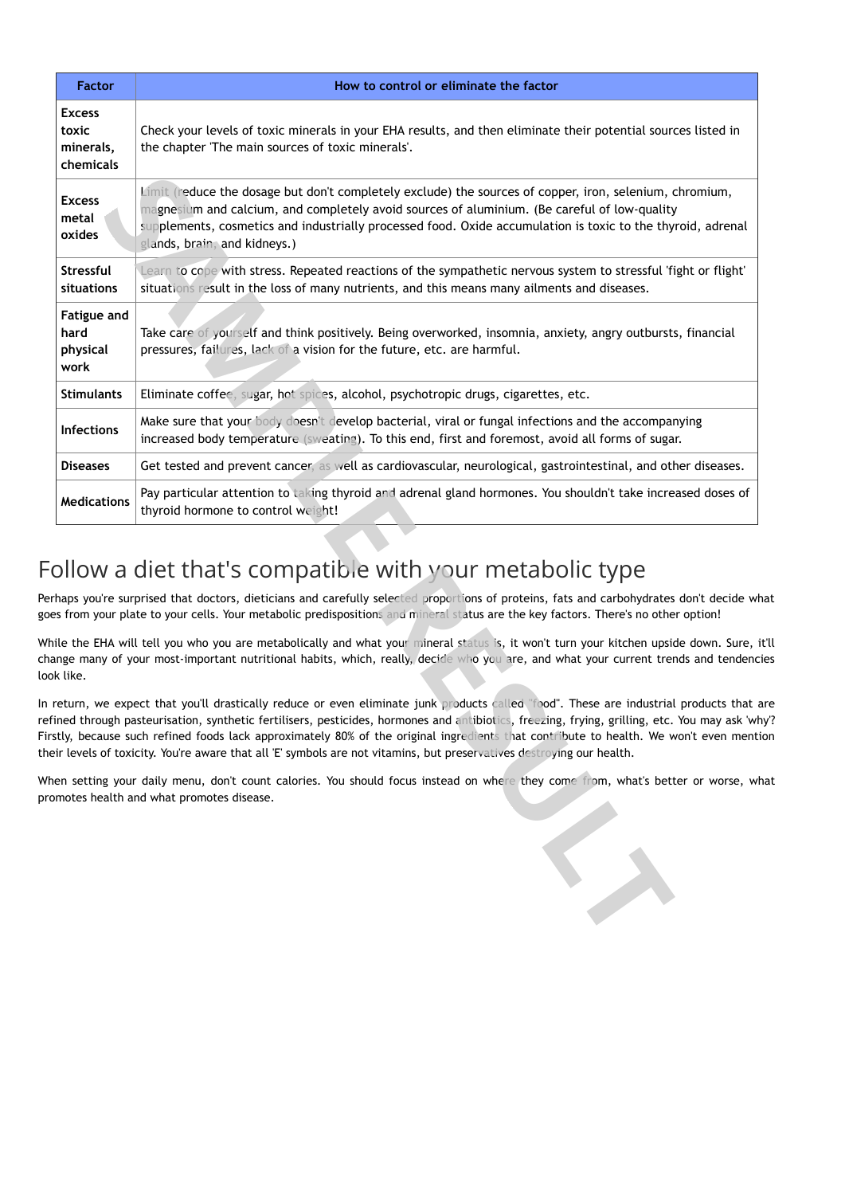| Factor | How to control or eliminate the factor |
|---|---|
| **Excess toxic minerals, chemicals** | Check your levels of toxic minerals in your EHA results, and then eliminate their potential sources listed in the chapter 'The main sources of toxic minerals'. |
| **Excess metal oxides** | Limit (reduce the dosage but don't completely exclude) the sources of copper, iron, selenium, chromium, magnesium and calcium, and completely avoid sources of aluminium. (Be careful of low-quality supplements, cosmetics and industrially processed food. Oxide accumulation is toxic to the thyroid, adrenal glands, brain, and kidneys.) |
| **Stressful situations** | Learn to cope with stress. Repeated reactions of the sympathetic nervous system to stressful 'fight or flight' situations result in the loss of many nutrients, and this means many ailments and diseases. |
| **Fatigue and hard physical work** | Take care of yourself and think positively. Being overworked, insomnia, anxiety, angry outbursts, financial pressures, failures, lack of a vision for the future, etc. are harmful. |
| **Stimulants** | Eliminate coffee, sugar, hot spices, alcohol, psychotropic drugs, cigarettes, etc. |
| **Infections** | Make sure that your body doesn't develop bacterial, viral or fungal infections and the accompanying increased body temperature (sweating). To this end, first and foremost, avoid all forms of sugar. |
| **Diseases** | Get tested and prevent cancer, as well as cardiovascular, neurological, gastrointestinal, and other diseases. |
| **Medications** | Pay particular attention to taking thyroid and adrenal gland hormones. You shouldn't take increased doses of thyroid hormone to control weight! |

# Follow a diet that's compatible with your metabolic type

Perhaps you're surprised that doctors, dieticians and carefully selected proportions of proteins, fats and carbohydrates don't decide what goes from your plate to your cells. Your metabolic predispositions and mineral status are the key factors. There's no other option!

While the EHA will tell you who you are metabolically and what your mineral status is, it won't turn your kitchen upside down. Sure, it'll change many of your most-important nutritional habits, which, really, decide who you are, and what your current trends and tendencies look like.

In return, we expect that you'll drastically reduce or even eliminate junk products called "food". These are industrial products that are refined through pasteurisation, synthetic fertilisers, pesticides, hormones and antibiotics, freezing, frying, grilling, etc. You may ask 'why'? Firstly, because such refined foods lack approximately 80% of the original ingredients that contribute to health. We won't even mention their levels of toxicity. You're aware that all 'E' symbols are not vitamins, but preservatives destroying our health.

When setting your daily menu, don't count calories. You should focus instead on where they come from, what's better or worse, what promotes health and what promotes disease.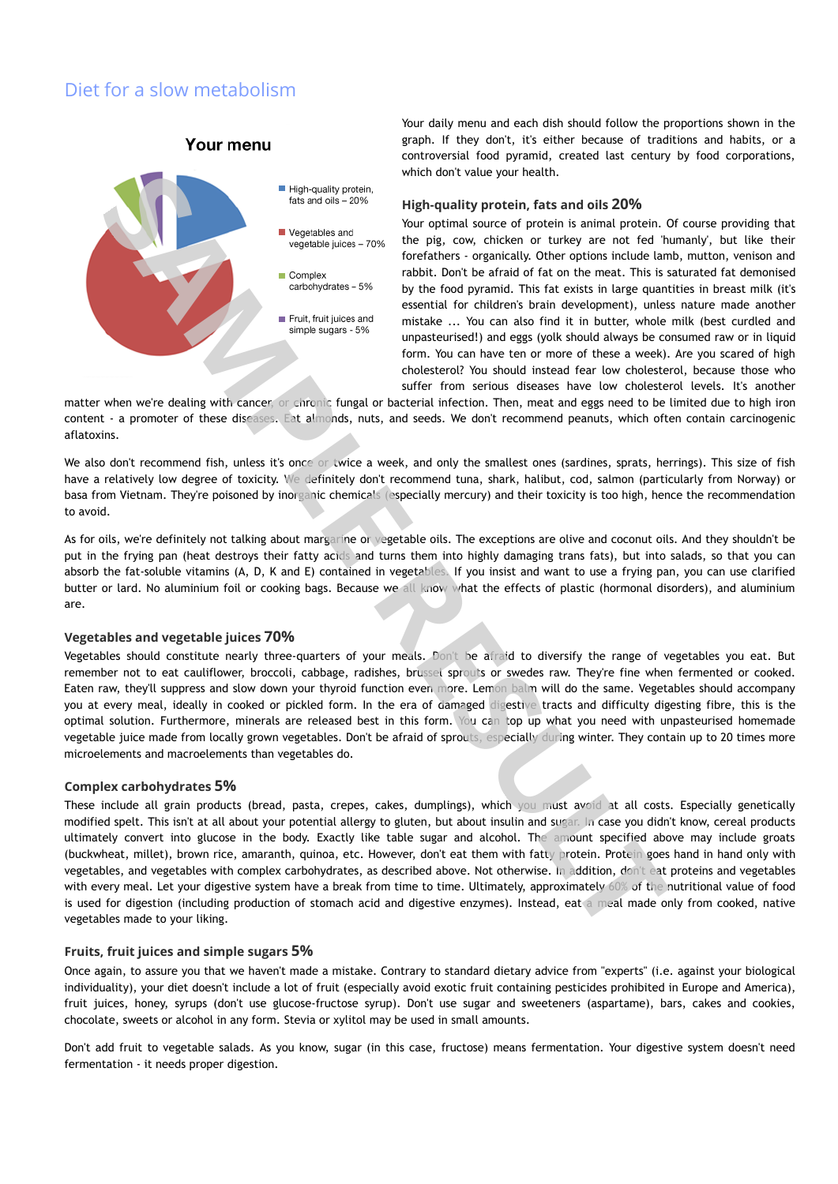# Diet for a slow metabolism

**Your menu**

- High-quality protein, fats and oils – 20%
- Vegetables and vegetable juices – 70%
- Complex carbohydrates – 5%
- Fruit, fruit juices and simple sugars - 5%

Your daily menu and each dish should follow the proportions shown in the graph. If they don't, it's either because of traditions and habits, or a controversial food pyramid, created last century by food corporations, which don't value your health.

## High-quality protein, fats and oils 20%

Your optimal source of protein is animal protein. Of course providing that the pig, cow, chicken or turkey are not fed 'humanly', but like their forefathers - organically. Other options include lamb, mutton, venison and rabbit. Don't be afraid of fat on the meat. This is saturated fat demonised by the food pyramid. This fat exists in large quantities in breast milk (it's essential for children's brain development), unless nature made another mistake ... You can also find it in butter, whole milk (best curdled and unpasteurised!) and eggs (yolk should always be consumed raw or in liquid form. You can have ten or more of these a week). Are you scared of high cholesterol? You should instead fear low cholesterol, because those who suffer from serious diseases have low cholesterol levels. It's another matter when we're dealing with cancer or chronic fungal or bacterial infection. Then, meat and eggs need to be limited due to high iron content - a promoter of these diseases. Eat almonds, nuts, and seeds. We don't recommend peanuts, which often contain carcinogenic aflatoxins.

We also don't recommend fish, unless it's once or twice a week, and only the smallest ones (sardines, sprats, herrings). This size of fish have a relatively low degree of toxicity. We definitely don't recommend tuna, shark, halibut, cod, salmon (particularly from Norway) or basa from Vietnam. They're poisoned by inorganic chemicals (especially mercury) and their toxicity is too high, hence the recommendation to avoid.

As for oils, we're definitely not talking about margarine or vegetable oils. The exceptions are olive and coconut oils. And they shouldn't be put in the frying pan (heat destroys their fatty acids and turns them into highly damaging trans fats), but into salads, so that you can absorb the fat-soluble vitamins (A, D, K and E) contained in vegetables. If you insist and want to use a frying pan, you can use clarified butter or lard. No aluminium foil or cooking bags. Because we all know what the effects of plastic (hormonal disorders), and aluminium are.

## Vegetables and vegetable juices 70%

Vegetables should constitute nearly three-quarters of your meals. Don't be afraid to diversify the range of vegetables you eat. But remember not to eat cauliflower, broccoli, cabbage, radishes, brussel sprouts or swedes raw. They're fine when fermented or cooked. Eaten raw, they'll suppress and slow down your thyroid function even more. Lemon balm will do the same. Vegetables should accompany you at every meal, ideally in cooked or pickled form. In the era of damaged digestive tracts and difficulty digesting fibre, this is the optimal solution. Furthermore, minerals are released best in this form. You can top up what you need with unpasteurised homemade vegetable juice made from locally grown vegetables. Don't be afraid of sprouts, especially during winter. They contain up to 20 times more microelements and macroelements than vegetables do.

## Complex carbohydrates 5%

These include all grain products (bread, pasta, crepes, cakes, dumplings), which you must avoid at all costs. Especially genetically modified spelt. This isn't at all about your potential allergy to gluten, but about insulin and sugar. In case you didn't know, cereal products ultimately convert into glucose in the body. Exactly like table sugar and alcohol. The amount specified above may include groats (buckwheat, millet), brown rice, amaranth, quinoa, etc. However, don't eat them with fatty protein. Protein goes hand in hand only with vegetables, and vegetables with complex carbohydrates, as described above. Not otherwise. In addition, don't eat proteins and vegetables with every meal. Let your digestive system have a break from time to time. Ultimately, approximately 60% of the nutritional value of food is used for digestion (including production of stomach acid and digestive enzymes). Instead, eat a meal made only from cooked, native vegetables made to your liking.

## Fruits, fruit juices and simple sugars 5%

Once again, to assure you that we haven't made a mistake. Contrary to standard dietary advice from "experts" (i.e. against your biological individuality), your diet doesn't include a lot of fruit (especially avoid exotic fruit containing pesticides prohibited in Europe and America), fruit juices, honey, syrups (don't use glucose-fructose syrup). Don't use sugar and sweeteners (aspartame), bars, cakes and cookies, chocolate, sweets or alcohol in any form. Stevia or xylitol may be used in small amounts.

Don't add fruit to vegetable salads. As you know, sugar (in this case, fructose) means fermentation. Your digestive system doesn't need fermentation - it needs proper digestion.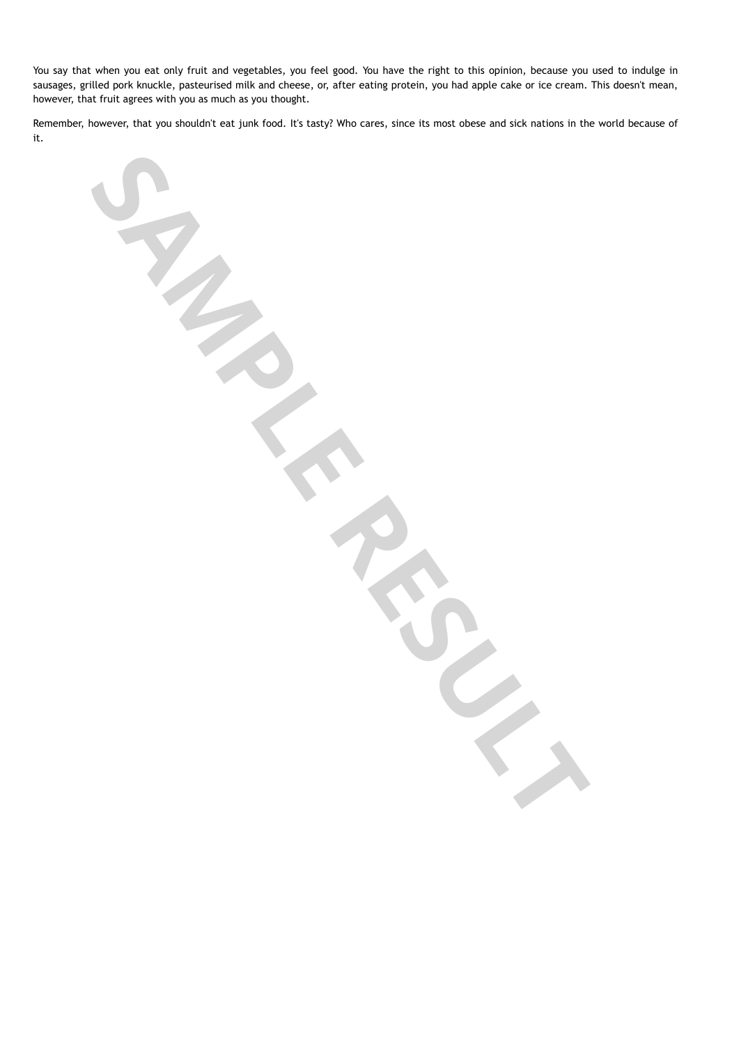You say that when you eat only fruit and vegetables, you feel good. You have the right to this opinion, because you used to indulge in sausages, grilled pork knuckle, pasteurised milk and cheese, or, after eating protein, you had apple cake or ice cream. This doesn't mean, however, that fruit agrees with you as much as you thought.

Remember, however, that you shouldn't eat junk food. It's tasty? Who cares, since its most obese and sick nations in the world because of it.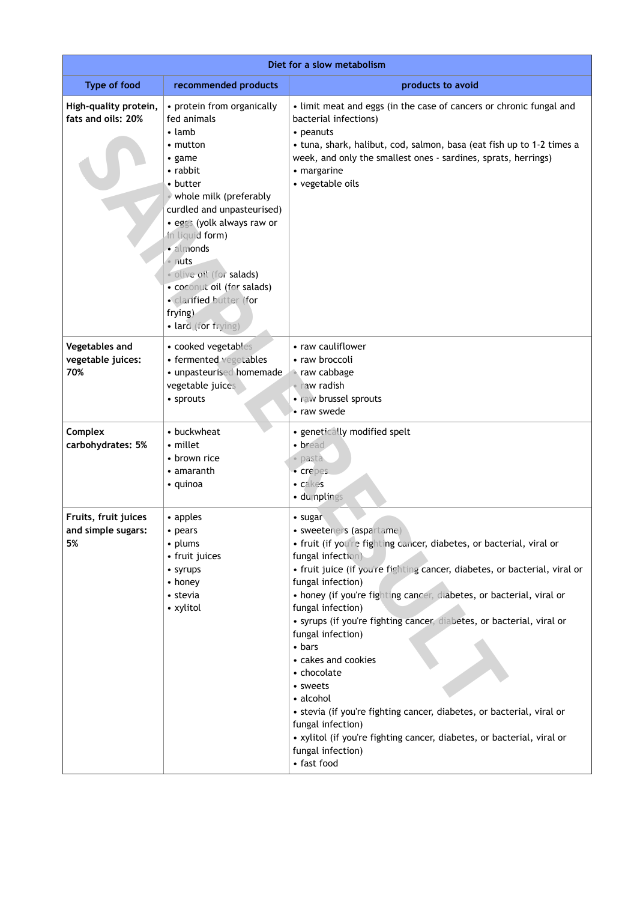| Diet for a slow metabolism | | |
|---|---|---|
| **Type of food** | **recommended products** | **products to avoid** |
| **High-quality protein, fats and oils: 20%** | • protein from organically fed animals<br>• lamb<br>• mutton<br>• game<br>• rabbit<br>• butter<br>• whole milk (preferably curdled and unpasteurised)<br>• eggs (yolk always raw or in liquid form)<br>• almonds<br>• nuts<br>• olive oil (for salads)<br>• coconut oil (for salads)<br>• clarified butter (for frying)<br>• lard (for frying) | • limit meat and eggs (in the case of cancers or chronic fungal and bacterial infections)<br>• peanuts<br>• tuna, shark, halibut, cod, salmon, basa (eat fish up to 1-2 times a week, and only the smallest ones - sardines, sprats, herrings)<br>• margarine<br>• vegetable oils |
| **Vegetables and vegetable juices: 70%** | • cooked vegetables<br>• fermented vegetables<br>• unpasteurised homemade vegetable juices<br>• sprouts | • raw cauliflower<br>• raw broccoli<br>• raw cabbage<br>• raw radish<br>• raw brussel sprouts<br>• raw swede |
| **Complex carbohydrates: 5%** | • buckwheat<br>• millet<br>• brown rice<br>• amaranth<br>• quinoa | • genetically modified spelt<br>• bread<br>• pasta<br>• crepes<br>• cakes<br>• dumplings |
| **Fruits, fruit juices and simple sugars: 5%** | • apples<br>• pears<br>• plums<br>• fruit juices<br>• syrups<br>• honey<br>• stevia<br>• xylitol | • sugar<br>• sweeteners (aspartame)<br>• fruit (if you're fighting cancer, diabetes, or bacterial, viral or fungal infection)<br>• fruit juice (if you're fighting cancer, diabetes, or bacterial, viral or fungal infection)<br>• honey (if you're fighting cancer, diabetes, or bacterial, viral or fungal infection)<br>• syrups (if you're fighting cancer, diabetes, or bacterial, viral or fungal infection)<br>• bars<br>• cakes and cookies<br>• chocolate<br>• sweets<br>• alcohol<br>• stevia (if you're fighting cancer, diabetes, or bacterial, viral or fungal infection)<br>• xylitol (if you're fighting cancer, diabetes, or bacterial, viral or fungal infection)<br>• fast food |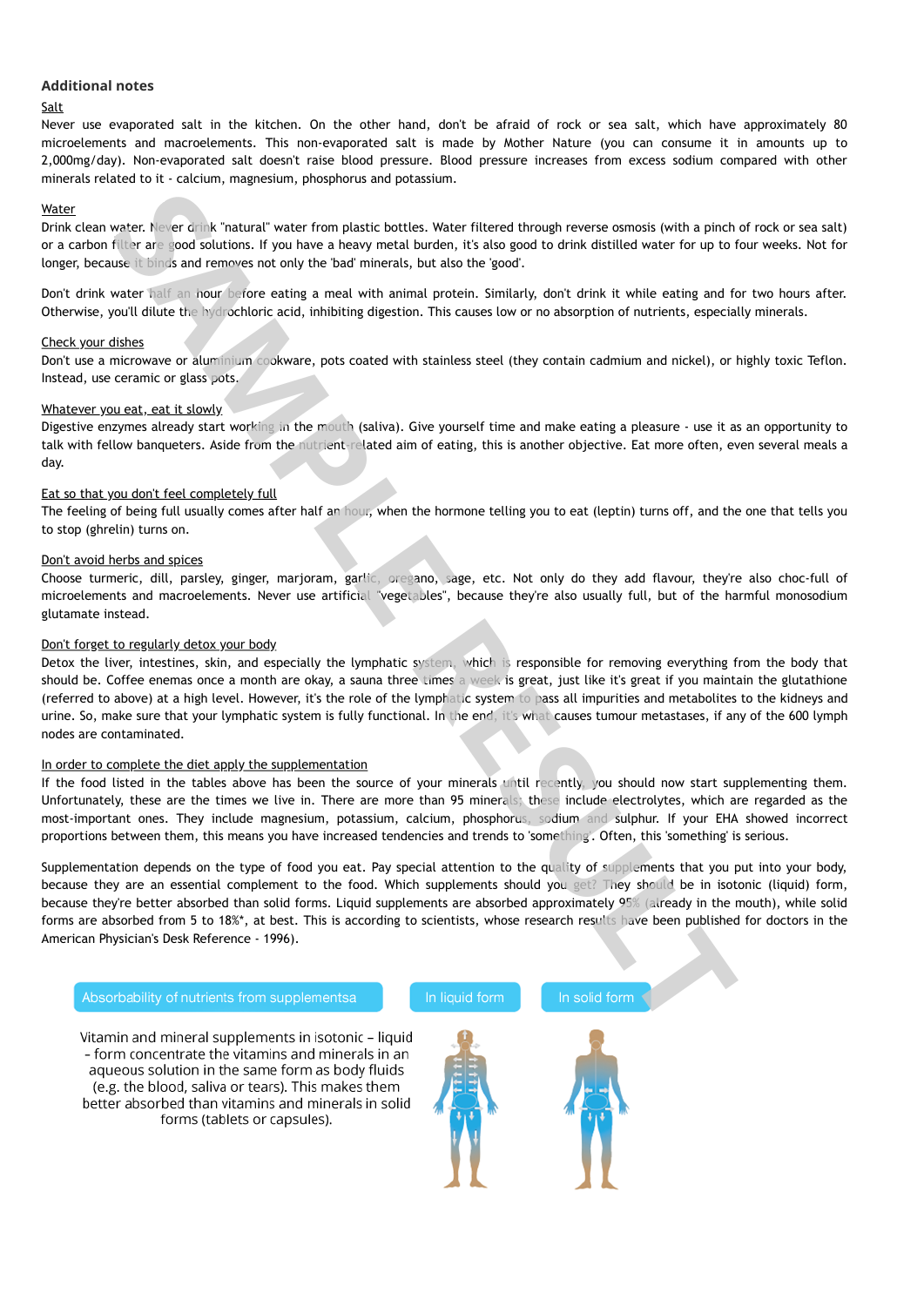## Additional notes

Salt

Never use evaporated salt in the kitchen. On the other hand, don't be afraid of rock or sea salt, which have approximately 80 microelements and macroelements. This non-evaporated salt is made by Mother Nature (you can consume it in amounts up to 2,000mg/day). Non-evaporated salt doesn't raise blood pressure. Blood pressure increases from excess sodium compared with other minerals related to it - calcium, magnesium, phosphorus and potassium.

Water

Drink clean water. Never drink "natural" water from plastic bottles. Water filtered through reverse osmosis (with a pinch of rock or sea salt) or a carbon filter are good solutions. If you have a heavy metal burden, it's also good to drink distilled water for up to four weeks. Not for longer, because it binds and removes not only the 'bad' minerals, but also the 'good'.

Don't drink water half an hour before eating a meal with animal protein. Similarly, don't drink it while eating and for two hours after. Otherwise, you'll dilute the hydrochloric acid, inhibiting digestion. This causes low or no absorption of nutrients, especially minerals.

Check your dishes

Don't use a microwave or aluminium cookware, pots coated with stainless steel (they contain cadmium and nickel), or highly toxic Teflon. Instead, use ceramic or glass pots.

Whatever you eat, eat it slowly

Digestive enzymes already start working in the mouth (saliva). Give yourself time and make eating a pleasure - use it as an opportunity to talk with fellow banqueters. Aside from the nutrient-related aim of eating, this is another objective. Eat more often, even several meals a day.

Eat so that you don't feel completely full

The feeling of being full usually comes after half an hour, when the hormone telling you to eat (leptin) turns off, and the one that tells you to stop (ghrelin) turns on.

Don't avoid herbs and spices

Choose turmeric, dill, parsley, ginger, marjoram, garlic, oregano, sage, etc. Not only do they add flavour, they're also choc-full of microelements and macroelements. Never use artificial "vegetables", because they're also usually full, but of the harmful monosodium glutamate instead.

Don't forget to regularly detox your body

Detox the liver, intestines, skin, and especially the lymphatic system, which is responsible for removing everything from the body that should be. Coffee enemas once a month are okay, a sauna three times a week is great, just like it's great if you maintain the glutathione (referred to above) at a high level. However, it's the role of the lymphatic system to pass all impurities and metabolites to the kidneys and urine. So, make sure that your lymphatic system is fully functional. In the end, it's what causes tumour metastases, if any of the 600 lymph nodes are contaminated.

In order to complete the diet apply the supplementation

If the food listed in the tables above has been the source of your minerals until recently, you should now start supplementing them. Unfortunately, these are the times we live in. There are more than 95 minerals; these include electrolytes, which are regarded as the most-important ones. They include magnesium, potassium, calcium, phosphorus, sodium and sulphur. If your EHA showed incorrect proportions between them, this means you have increased tendencies and trends to 'something'. Often, this 'something' is serious.

Supplementation depends on the type of food you eat. Pay special attention to the quality of supplements that you put into your body, because they are an essential complement to the food. Which supplements should you get? They should be in isotonic (liquid) form, because they're better absorbed than solid forms. Liquid supplements are absorbed approximately 95% (already in the mouth), while solid forms are absorbed from 5 to 18%*, at best. This is according to scientists, whose research results have been published for doctors in the American Physician's Desk Reference - 1996).

| Absorbability of nutrients from supplementsa | In liquid form | In solid form |
| --- | --- | --- |
| Vitamin and mineral supplements in isotonic – liquid – form concentrate the vitamins and minerals in an aqueous solution in the same form as body fluids (e.g. the blood, saliva or tears). This makes them better absorbed than vitamins and minerals in solid forms (tablets or capsules). | | |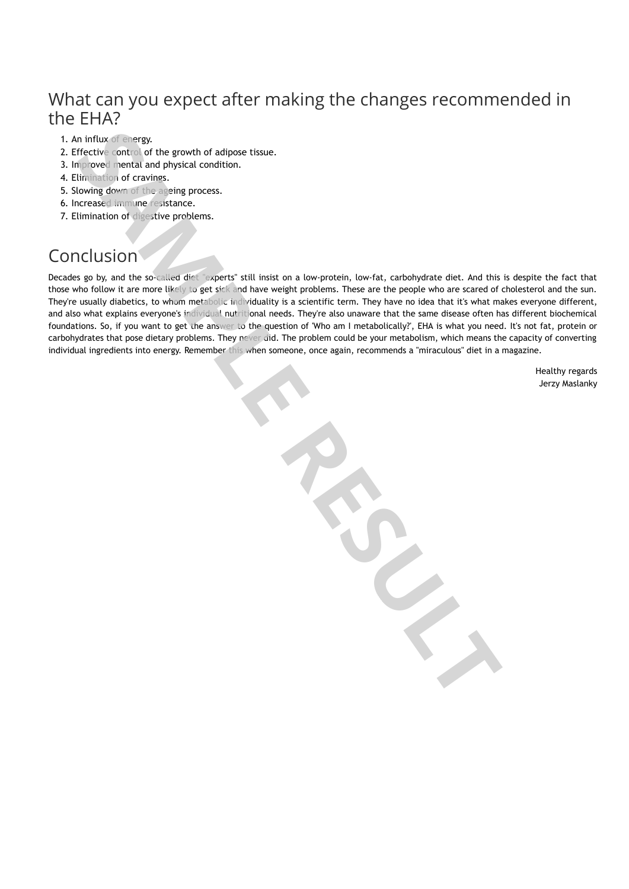## What can you expect after making the changes recommended in the EHA?

1. An influx of energy.
2. Effective control of the growth of adipose tissue.
3. Improved mental and physical condition.
4. Elimination of cravings.
5. Slowing down of the ageing process.
6. Increased immune resistance.
7. Elimination of digestive problems.

## Conclusion

Decades go by, and the so-called diet "experts" still insist on a low-protein, low-fat, carbohydrate diet. And this is despite the fact that those who follow it are more likely to get sick and have weight problems. These are the people who are scared of cholesterol and the sun. They're usually diabetics, to whom metabolic individuality is a scientific term. They have no idea that it's what makes everyone different, and also what explains everyone's individual nutritional needs. They're also unaware that the same disease often has different biochemical foundations. So, if you want to get the answer to the question of 'Who am I metabolically?', EHA is what you need. It's not fat, protein or carbohydrates that pose dietary problems. They never did. The problem could be your metabolism, which means the capacity of converting individual ingredients into energy. Remember this when someone, once again, recommends a "miraculous" diet in a magazine.

Healthy regards
Jerzy Maslanky